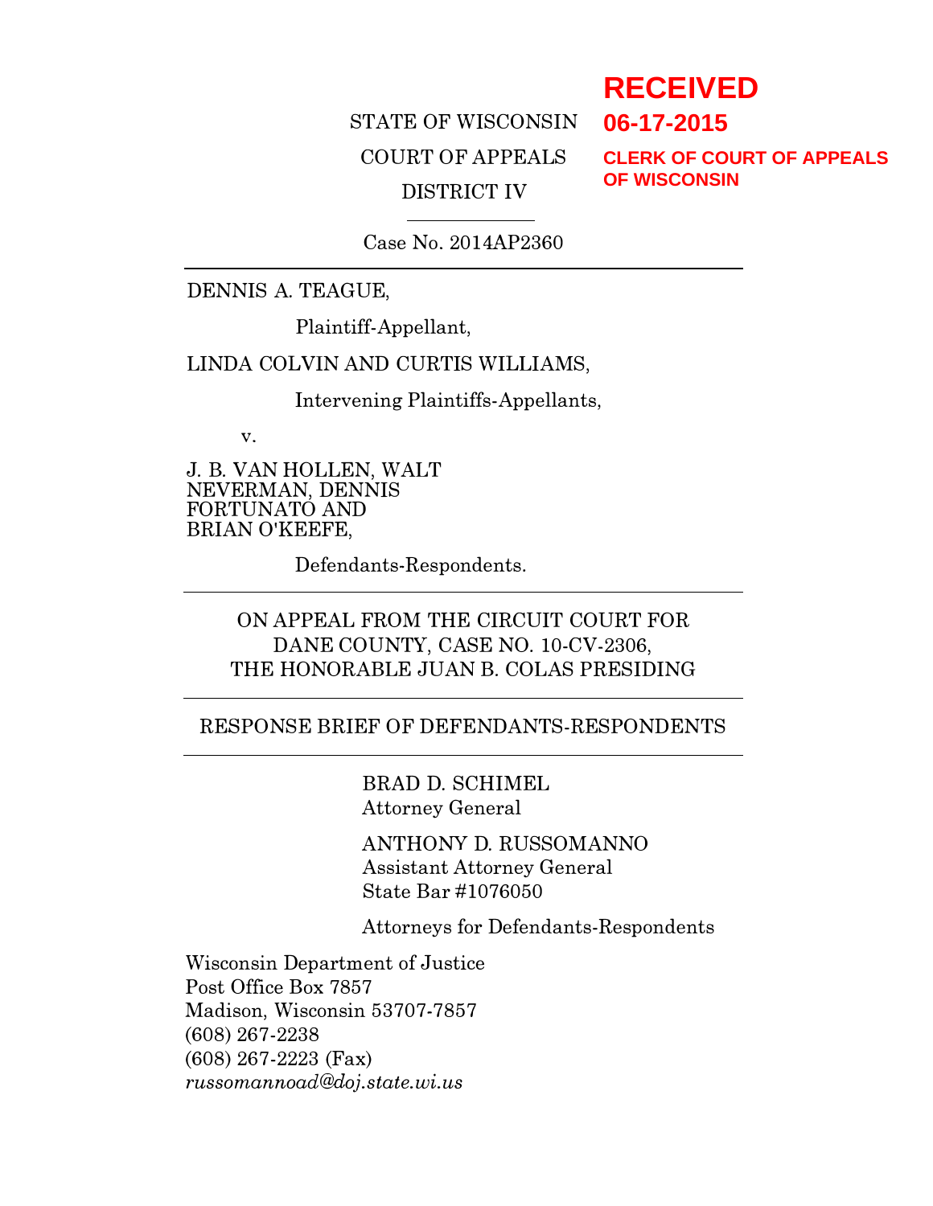**RECEIVED**
**06-17-2015**
**CLERK OF COURT OF APPEALS OF WISCONSIN**

STATE OF WISCONSIN

COURT OF APPEALS

DISTRICT IV

---

Case No. 2014AP2360

---

DENNIS A. TEAGUE,

Plaintiff-Appellant,

LINDA COLVIN AND CURTIS WILLIAMS,

Intervening Plaintiffs-Appellants,

v.

J. B. VAN HOLLEN, WALT NEVERMAN, DENNIS FORTUNATO AND BRIAN O'KEEFE,

Defendants-Respondents.

---

ON APPEAL FROM THE CIRCUIT COURT FOR DANE COUNTY, CASE NO. 10-CV-2306, THE HONORABLE JUAN B. COLAS PRESIDING

---

RESPONSE BRIEF OF DEFENDANTS-RESPONDENTS

---

BRAD D. SCHIMEL
Attorney General

ANTHONY D. RUSSOMANNO
Assistant Attorney General
State Bar #1076050

Attorneys for Defendants-Respondents

Wisconsin Department of Justice
Post Office Box 7857
Madison, Wisconsin 53707-7857
(608) 267-2238
(608) 267-2223 (Fax)
*russomannoad@doj.state.wi.us*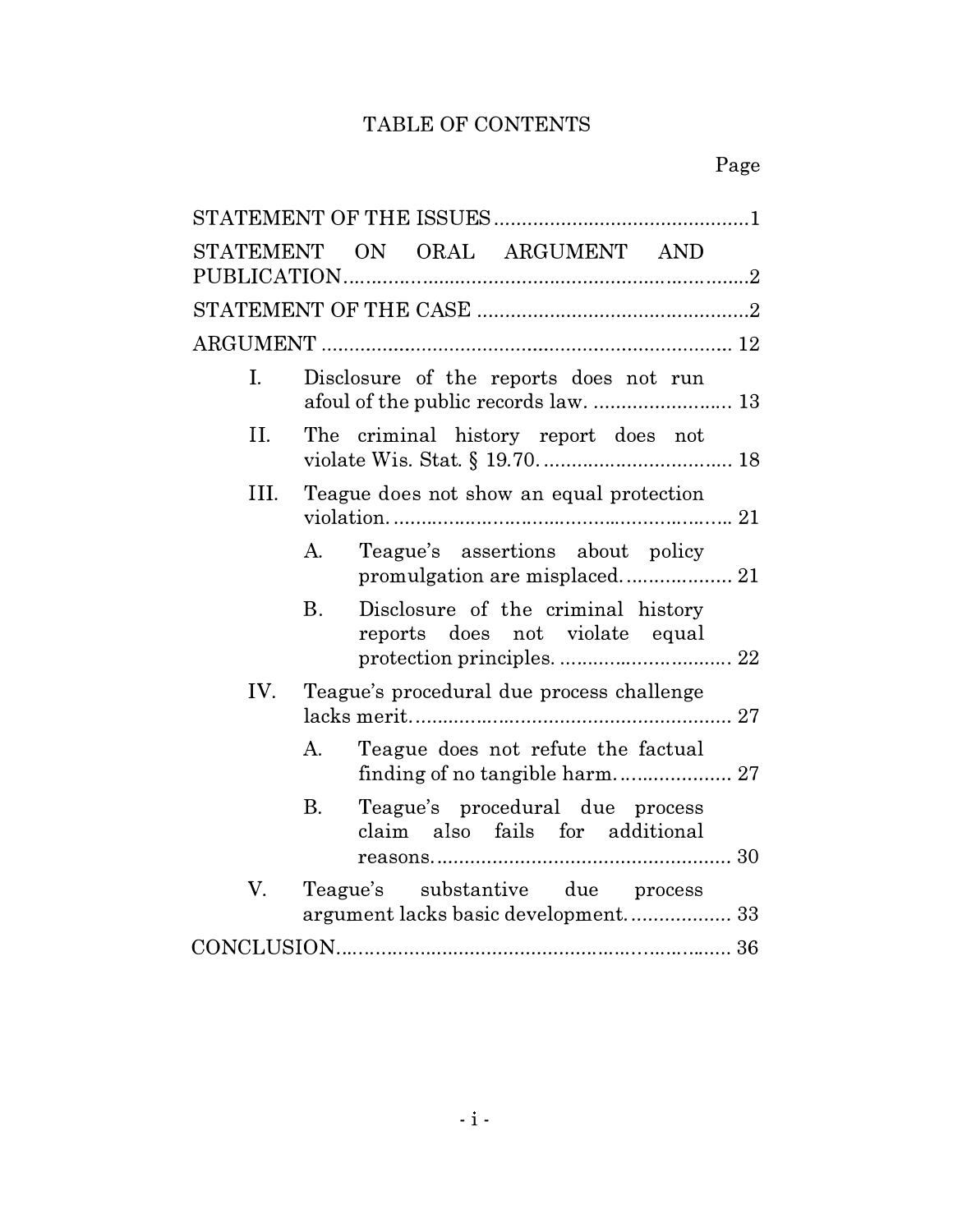# TABLE OF CONTENTS

Page

STATEMENT OF THE ISSUES ............................................. 1

STATEMENT ON ORAL ARGUMENT AND PUBLICATION ........................................................................ 2

STATEMENT OF THE CASE ................................................ 2

ARGUMENT ........................................................................ 12

- I. Disclosure of the reports does not run afoul of the public records law. ........................ 13
- II. The criminal history report does not violate Wis. Stat. § 19.70. ................................. 18
- III. Teague does not show an equal protection violation. ........................................................... 21
  - A. Teague's assertions about policy promulgation are misplaced. .................. 21
  - B. Disclosure of the criminal history reports does not violate equal protection principles. .............................. 22
- IV. Teague's procedural due process challenge lacks merit. .......................................................... 27
  - A. Teague does not refute the factual finding of no tangible harm. .................... 27
  - B. Teague's procedural due process claim also fails for additional reasons. ..................................................... 30
- V. Teague's substantive due process argument lacks basic development. .................. 33

CONCLUSION..................................................................... 36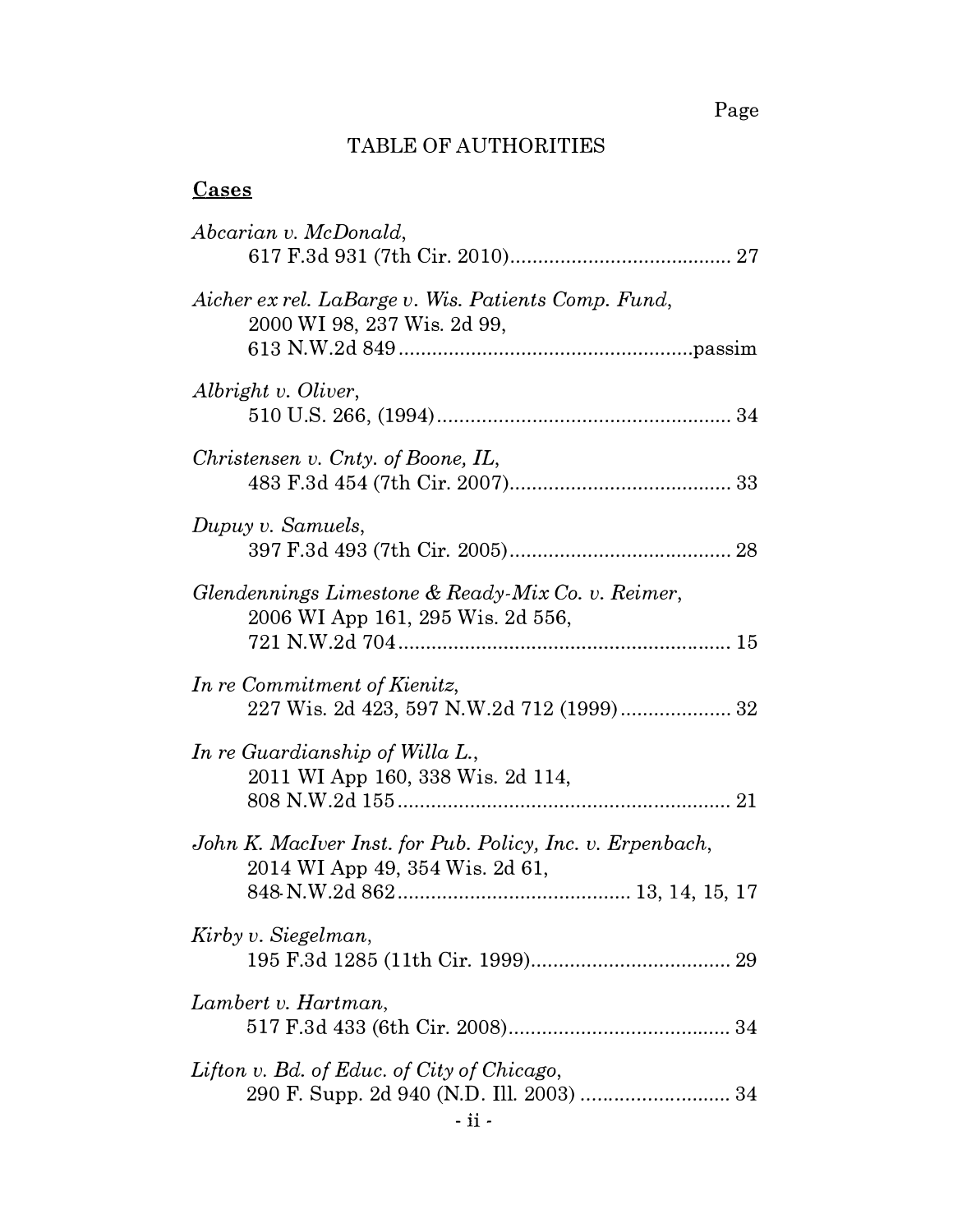Page

# TABLE OF AUTHORITIES

## Cases

*Abcarian v. McDonald*,
617 F.3d 931 (7th Cir. 2010)........................................ 27

*Aicher ex rel. LaBarge v. Wis. Patients Comp. Fund*,
2000 WI 98, 237 Wis. 2d 99,
613 N.W.2d 849....................................................passim

*Albright v. Oliver*,
510 U.S. 266, (1994).................................................... 34

*Christensen v. Cnty. of Boone, IL*,
483 F.3d 454 (7th Cir. 2007)........................................ 33

*Dupuy v. Samuels*,
397 F.3d 493 (7th Cir. 2005)........................................ 28

*Glendennings Limestone & Ready-Mix Co. v. Reimer*,
2006 WI App 161, 295 Wis. 2d 556,
721 N.W.2d 704............................................................ 15

*In re Commitment of Kienitz*,
227 Wis. 2d 423, 597 N.W.2d 712 (1999).................... 32

*In re Guardianship of Willa L.*,
2011 WI App 160, 338 Wis. 2d 114,
808 N.W.2d 155............................................................ 21

*John K. MacIver Inst. for Pub. Policy, Inc. v. Erpenbach*,
2014 WI App 49, 354 Wis. 2d 61,
848 N.W.2d 862.......................................... 13, 14, 15, 17

*Kirby v. Siegelman*,
195 F.3d 1285 (11th Cir. 1999).................................... 29

*Lambert v. Hartman*,
517 F.3d 433 (6th Cir. 2008)........................................ 34

*Lifton v. Bd. of Educ. of City of Chicago*,
290 F. Supp. 2d 940 (N.D. Ill. 2003) ........................... 34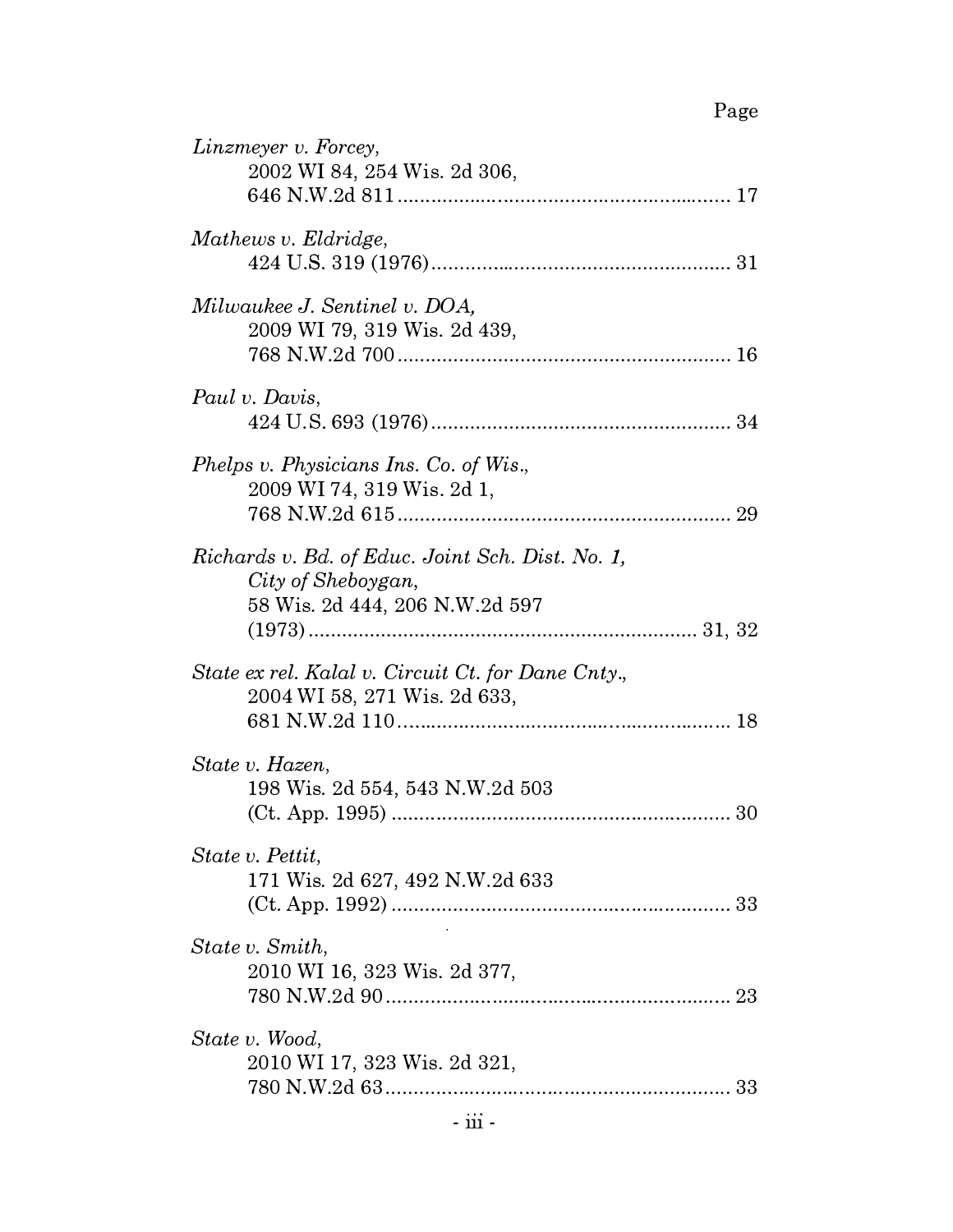Page

*Linzmeyer v. Forcey*,
2002 WI 84, 254 Wis. 2d 306,
646 N.W.2d 811 ........................................................ 17

*Mathews v. Eldridge*,
424 U.S. 319 (1976) .................................................. 31

*Milwaukee J. Sentinel v. DOA*,
2009 WI 79, 319 Wis. 2d 439,
768 N.W.2d 700 ........................................................ 16

*Paul v. Davis*,
424 U.S. 693 (1976) .................................................. 34

*Phelps v. Physicians Ins. Co. of Wis.*,
2009 WI 74, 319 Wis. 2d 1,
768 N.W.2d 615 ........................................................ 29

*Richards v. Bd. of Educ. Joint Sch. Dist. No. 1, City of Sheboygan*,
58 Wis. 2d 444, 206 N.W.2d 597
(1973) ................................................................ 31, 32

*State ex rel. Kalal v. Circuit Ct. for Dane Cnty.*,
2004 WI 58, 271 Wis. 2d 633,
681 N.W.2d 110 ........................................................ 18

*State v. Hazen*,
198 Wis. 2d 554, 543 N.W.2d 503
(Ct. App. 1995) ......................................................... 30

*State v. Pettit*,
171 Wis. 2d 627, 492 N.W.2d 633
(Ct. App. 1992) ......................................................... 33

*State v. Smith*,
2010 WI 16, 323 Wis. 2d 377,
780 N.W.2d 90 .......................................................... 23

*State v. Wood*,
2010 WI 17, 323 Wis. 2d 321,
780 N.W.2d 63 .......................................................... 33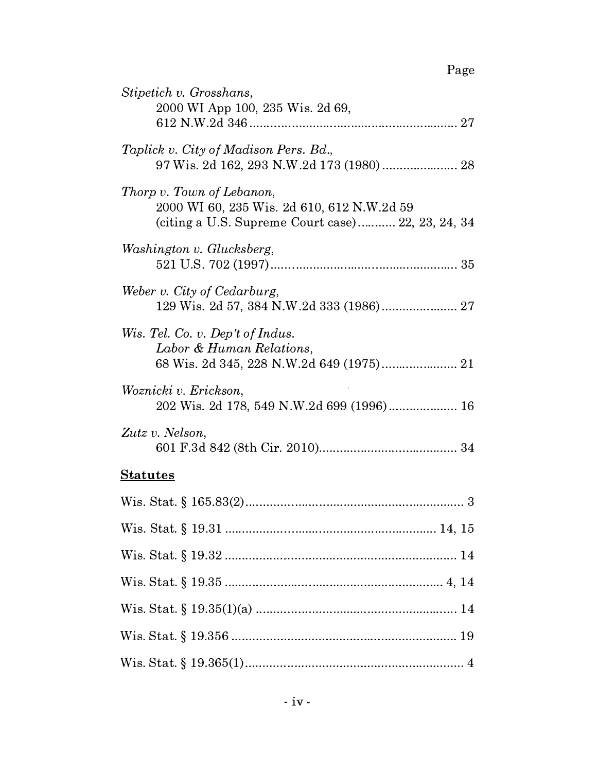Page

*Stipetich v. Grosshans*,
2000 WI App 100, 235 Wis. 2d 69,
612 N.W.2d 346 .......................................................... 27

*Taplick v. City of Madison Pers. Bd.*,
97 Wis. 2d 162, 293 N.W.2d 173 (1980) ...................... 28

*Thorp v. Town of Lebanon*,
2000 WI 60, 235 Wis. 2d 610, 612 N.W.2d 59
(citing a U.S. Supreme Court case) ........... 22, 23, 24, 34

*Washington v. Glucksberg*,
521 U.S. 702 (1997) .................................................... 35

*Weber v. City of Cedarburg*,
129 Wis. 2d 57, 384 N.W.2d 333 (1986) ...................... 27

*Wis. Tel. Co. v. Dep't of Indus. Labor & Human Relations*,
68 Wis. 2d 345, 228 N.W.2d 649 (1975) ...................... 21

*Woznicki v. Erickson*,
202 Wis. 2d 178, 549 N.W.2d 699 (1996) .................... 16

*Zutz v. Nelson*,
601 F.3d 842 (8th Cir. 2010) ........................................ 34

**Statutes**

Wis. Stat. § 165.83(2) ........................................................ 3

Wis. Stat. § 19.31 ....................................................... 14, 15

Wis. Stat. § 19.32 ............................................................ 14

Wis. Stat. § 19.35 ......................................................... 4, 14

Wis. Stat. § 19.35(1)(a) .................................................... 14

Wis. Stat. § 19.356 ........................................................... 19

Wis. Stat. § 19.365(1) ........................................................ 4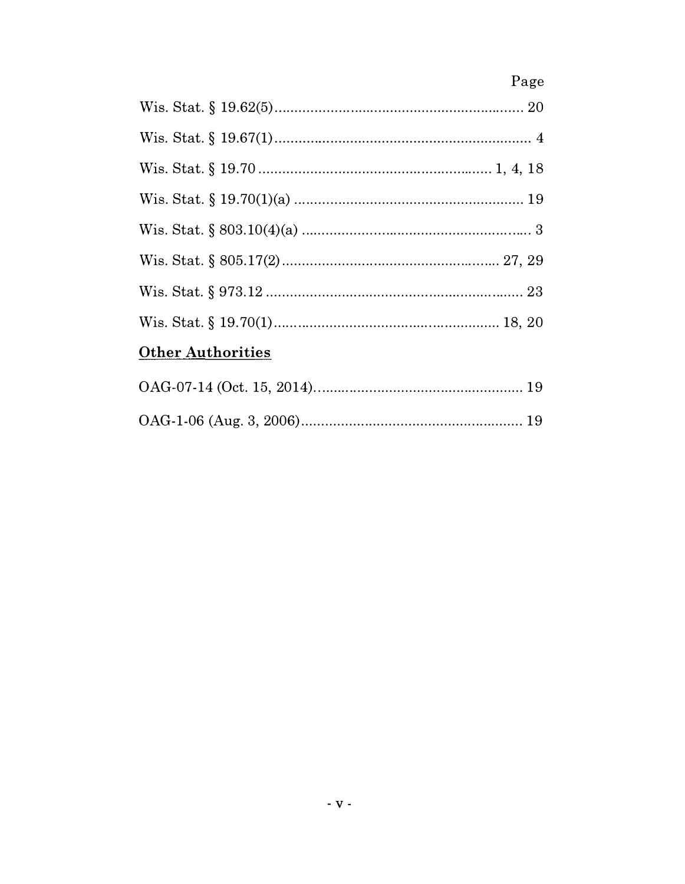Page

Wis. Stat. § 19.62(5)............................................................ 20

Wis. Stat. § 19.67(1)............................................................ 4

Wis. Stat. § 19.70 ................................................... 1, 4, 18

Wis. Stat. § 19.70(1)(a) ....................................................... 19

Wis. Stat. § 803.10(4)(a) ...................................................... 3

Wis. Stat. § 805.17(2)..................................................... 27, 29

Wis. Stat. § 973.12 ............................................................ 23

Wis. Stat. § 19.70(1)..................................................... 18, 20

**Other Authorities**

OAG-07-14 (Oct. 15, 2014).................................................. 19

OAG-1-06 (Aug. 3, 2006)..................................................... 19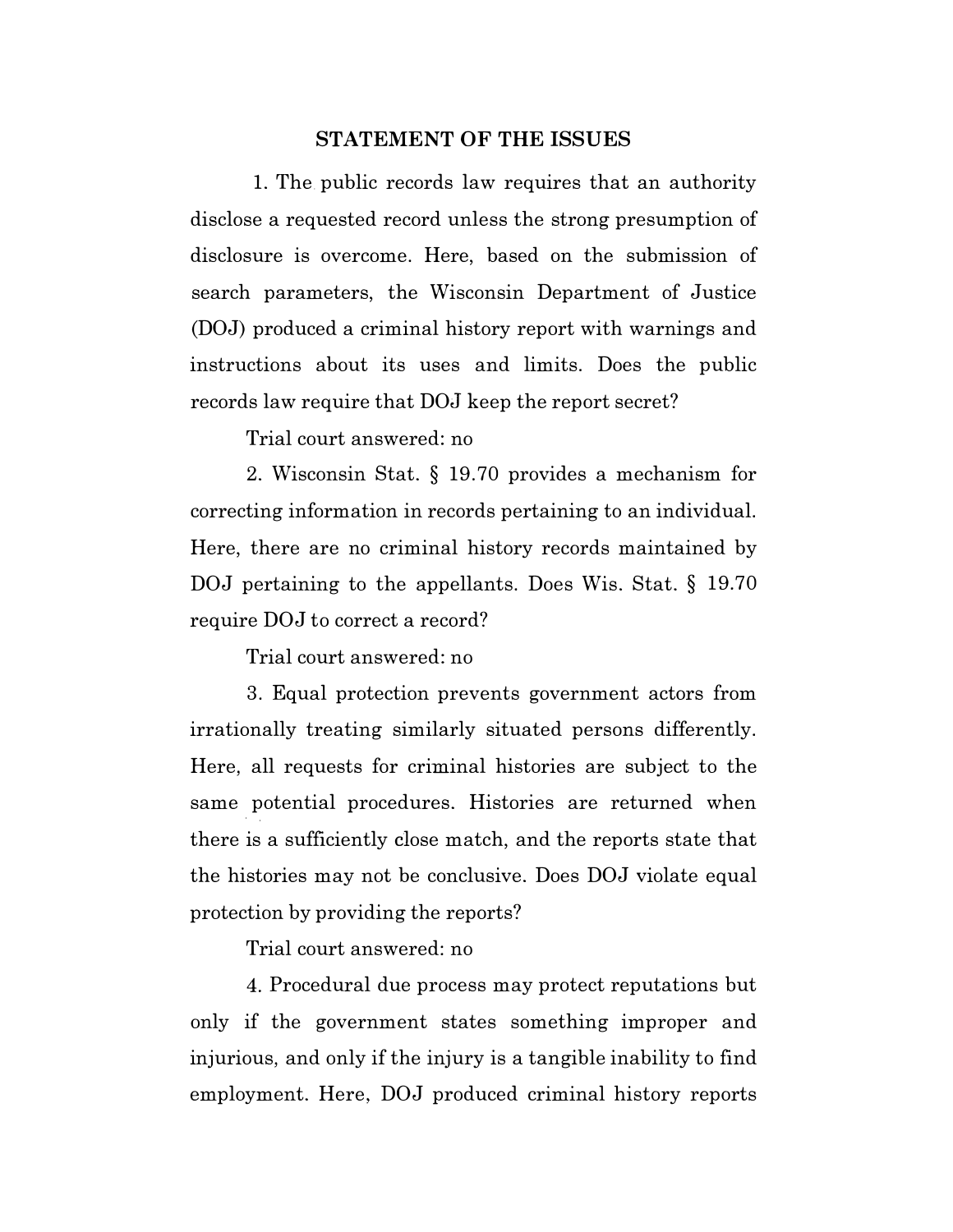## STATEMENT OF THE ISSUES

1. The public records law requires that an authority disclose a requested record unless the strong presumption of disclosure is overcome. Here, based on the submission of search parameters, the Wisconsin Department of Justice (DOJ) produced a criminal history report with warnings and instructions about its uses and limits. Does the public records law require that DOJ keep the report secret?

Trial court answered: no

2. Wisconsin Stat. § 19.70 provides a mechanism for correcting information in records pertaining to an individual. Here, there are no criminal history records maintained by DOJ pertaining to the appellants. Does Wis. Stat. § 19.70 require DOJ to correct a record?

Trial court answered: no

3. Equal protection prevents government actors from irrationally treating similarly situated persons differently. Here, all requests for criminal histories are subject to the same potential procedures. Histories are returned when there is a sufficiently close match, and the reports state that the histories may not be conclusive. Does DOJ violate equal protection by providing the reports?

Trial court answered: no

4. Procedural due process may protect reputations but only if the government states something improper and injurious, and only if the injury is a tangible inability to find employment. Here, DOJ produced criminal history reports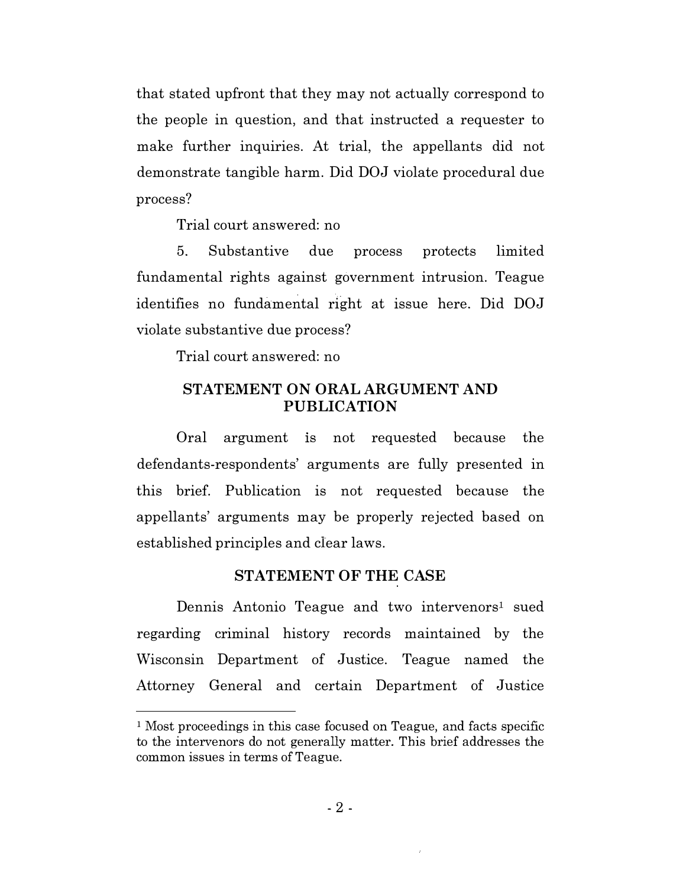that stated upfront that they may not actually correspond to the people in question, and that instructed a requester to make further inquiries. At trial, the appellants did not demonstrate tangible harm. Did DOJ violate procedural due process?

Trial court answered: no

5. Substantive due process protects limited fundamental rights against government intrusion. Teague identifies no fundamental right at issue here. Did DOJ violate substantive due process?

Trial court answered: no

## STATEMENT ON ORAL ARGUMENT AND PUBLICATION

Oral argument is not requested because the defendants-respondents' arguments are fully presented in this brief. Publication is not requested because the appellants' arguments may be properly rejected based on established principles and clear laws.

## STATEMENT OF THE CASE

Dennis Antonio Teague and two intervenors[1] sued regarding criminal history records maintained by the Wisconsin Department of Justice. Teague named the Attorney General and certain Department of Justice

[1] Most proceedings in this case focused on Teague, and facts specific to the intervenors do not generally matter. This brief addresses the common issues in terms of Teague.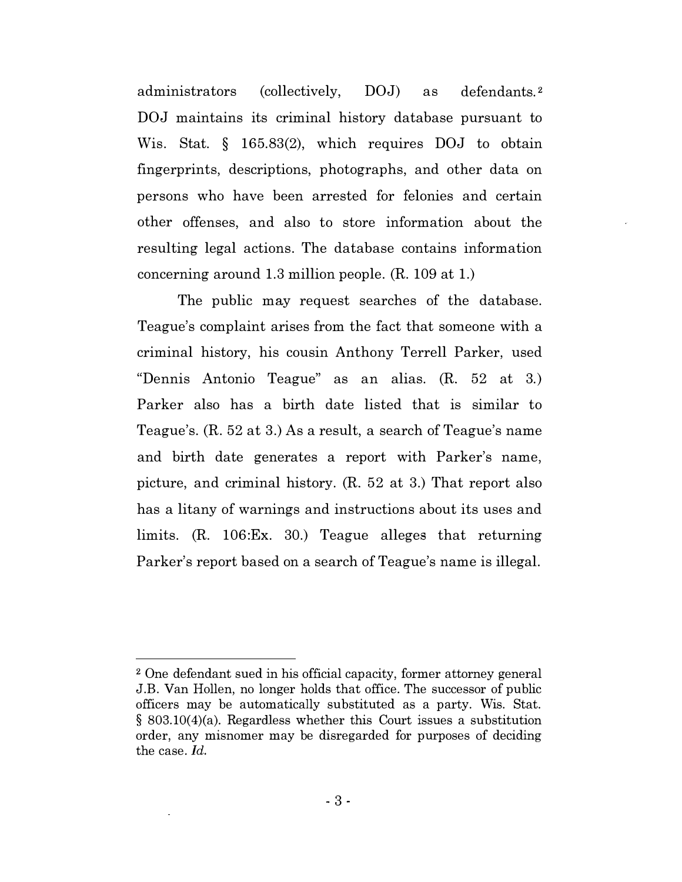administrators (collectively, DOJ) as defendants.[2] DOJ maintains its criminal history database pursuant to Wis. Stat. § 165.83(2), which requires DOJ to obtain fingerprints, descriptions, photographs, and other data on persons who have been arrested for felonies and certain other offenses, and also to store information about the resulting legal actions. The database contains information concerning around 1.3 million people. (R. 109 at 1.)

The public may request searches of the database. Teague's complaint arises from the fact that someone with a criminal history, his cousin Anthony Terrell Parker, used "Dennis Antonio Teague" as an alias. (R. 52 at 3.) Parker also has a birth date listed that is similar to Teague's. (R. 52 at 3.) As a result, a search of Teague's name and birth date generates a report with Parker's name, picture, and criminal history. (R. 52 at 3.) That report also has a litany of warnings and instructions about its uses and limits. (R. 106:Ex. 30.) Teague alleges that returning Parker's report based on a search of Teague's name is illegal.

---

[2] One defendant sued in his official capacity, former attorney general J.B. Van Hollen, no longer holds that office. The successor of public officers may be automatically substituted as a party. Wis. Stat. § 803.10(4)(a). Regardless whether this Court issues a substitution order, any misnomer may be disregarded for purposes of deciding the case. *Id.*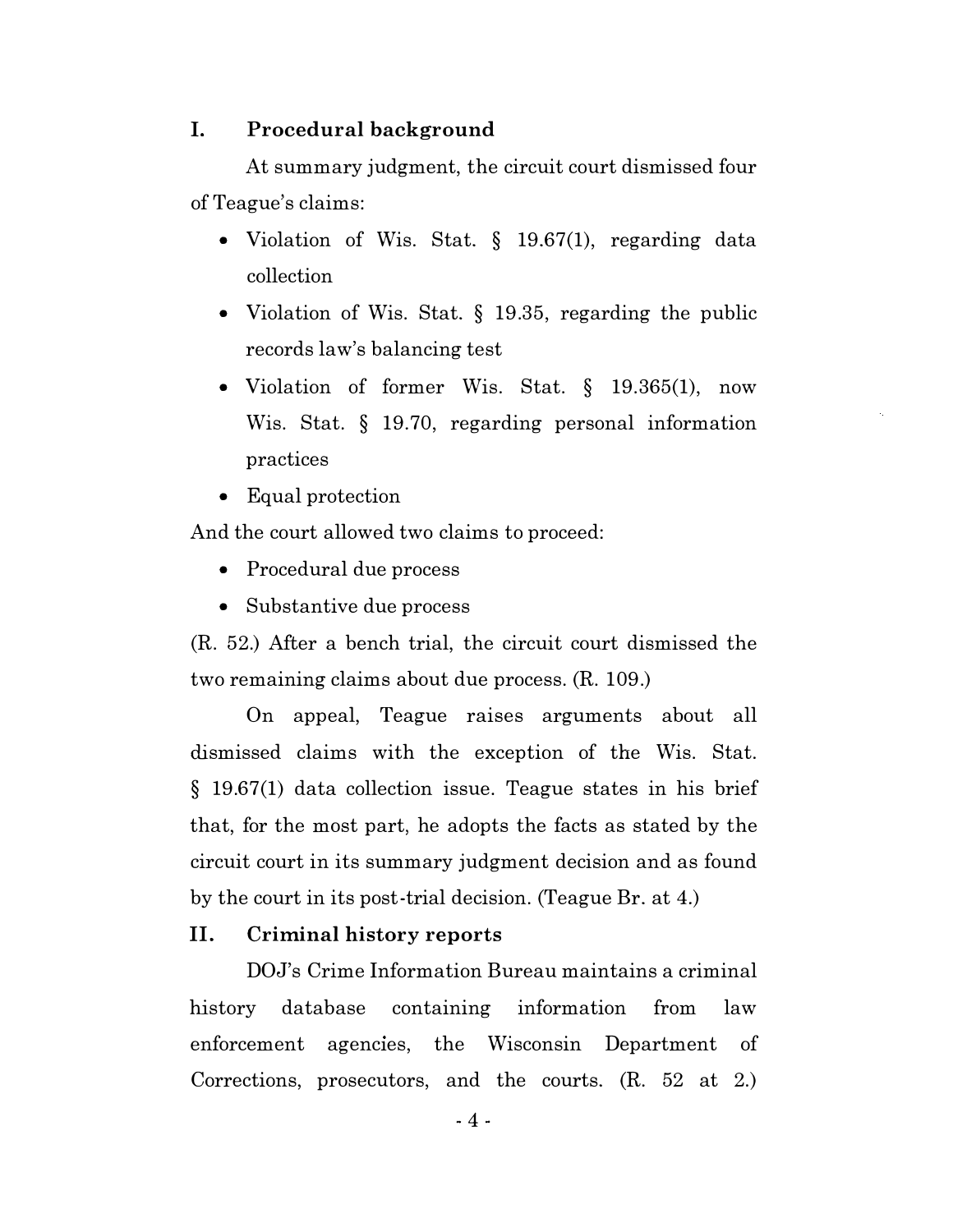## I. Procedural background

At summary judgment, the circuit court dismissed four of Teague's claims:

- Violation of Wis. Stat. § 19.67(1), regarding data collection
- Violation of Wis. Stat. § 19.35, regarding the public records law's balancing test
- Violation of former Wis. Stat. § 19.365(1), now Wis. Stat. § 19.70, regarding personal information practices
- Equal protection

And the court allowed two claims to proceed:

- Procedural due process
- Substantive due process

(R. 52.) After a bench trial, the circuit court dismissed the two remaining claims about due process. (R. 109.)

On appeal, Teague raises arguments about all dismissed claims with the exception of the Wis. Stat. § 19.67(1) data collection issue. Teague states in his brief that, for the most part, he adopts the facts as stated by the circuit court in its summary judgment decision and as found by the court in its post-trial decision. (Teague Br. at 4.)

## II. Criminal history reports

DOJ's Crime Information Bureau maintains a criminal history database containing information from law enforcement agencies, the Wisconsin Department of Corrections, prosecutors, and the courts. (R. 52 at 2.)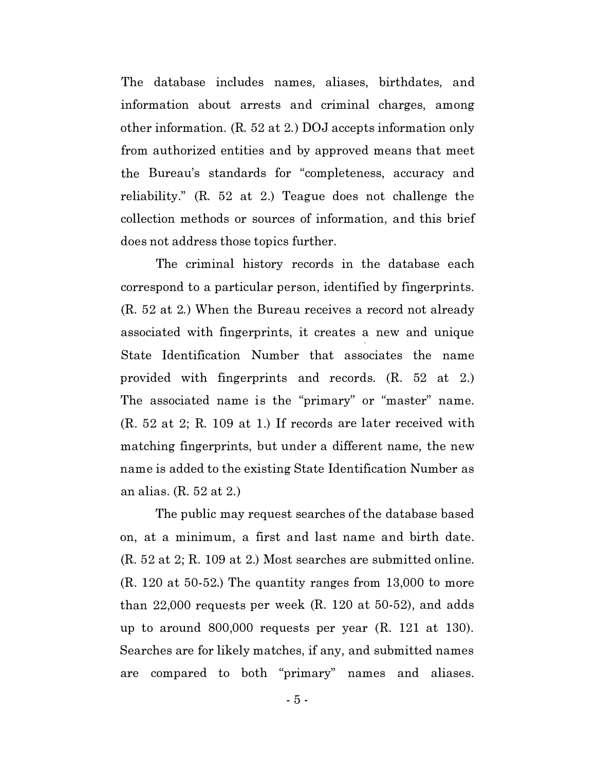The database includes names, aliases, birthdates, and information about arrests and criminal charges, among other information. (R. 52 at 2.) DOJ accepts information only from authorized entities and by approved means that meet the Bureau's standards for "completeness, accuracy and reliability." (R. 52 at 2.) Teague does not challenge the collection methods or sources of information, and this brief does not address those topics further.

The criminal history records in the database each correspond to a particular person, identified by fingerprints. (R. 52 at 2.) When the Bureau receives a record not already associated with fingerprints, it creates a new and unique State Identification Number that associates the name provided with fingerprints and records. (R. 52 at 2.) The associated name is the "primary" or "master" name. (R. 52 at 2; R. 109 at 1.) If records are later received with matching fingerprints, but under a different name, the new name is added to the existing State Identification Number as an alias. (R. 52 at 2.)

The public may request searches of the database based on, at a minimum, a first and last name and birth date. (R. 52 at 2; R. 109 at 2.) Most searches are submitted online. (R. 120 at 50-52.) The quantity ranges from 13,000 to more than 22,000 requests per week (R. 120 at 50-52), and adds up to around 800,000 requests per year (R. 121 at 130). Searches are for likely matches, if any, and submitted names are compared to both "primary" names and aliases.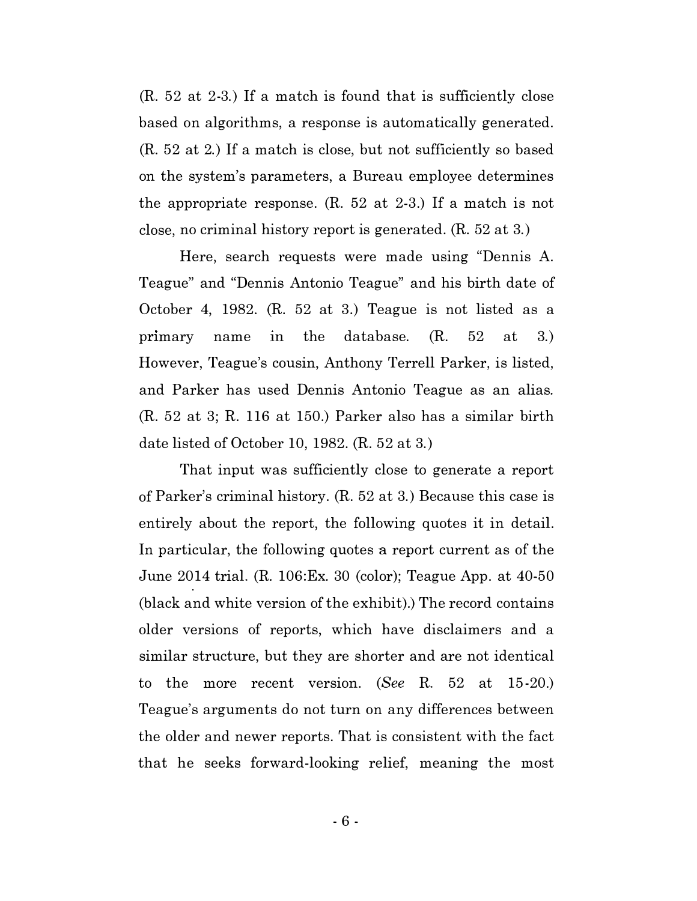(R. 52 at 2-3.) If a match is found that is sufficiently close based on algorithms, a response is automatically generated. (R. 52 at 2.) If a match is close, but not sufficiently so based on the system's parameters, a Bureau employee determines the appropriate response. (R. 52 at 2-3.) If a match is not close, no criminal history report is generated. (R. 52 at 3.)

Here, search requests were made using "Dennis A. Teague" and "Dennis Antonio Teague" and his birth date of October 4, 1982. (R. 52 at 3.) Teague is not listed as a primary name in the database. (R. 52 at 3.) However, Teague's cousin, Anthony Terrell Parker, is listed, and Parker has used Dennis Antonio Teague as an alias. (R. 52 at 3; R. 116 at 150.) Parker also has a similar birth date listed of October 10, 1982. (R. 52 at 3.)

That input was sufficiently close to generate a report of Parker's criminal history. (R. 52 at 3.) Because this case is entirely about the report, the following quotes it in detail. In particular, the following quotes a report current as of the June 2014 trial. (R. 106:Ex. 30 (color); Teague App. at 40-50 (black and white version of the exhibit).) The record contains older versions of reports, which have disclaimers and a similar structure, but they are shorter and are not identical to the more recent version. (*See* R. 52 at 15-20.) Teague's arguments do not turn on any differences between the older and newer reports. That is consistent with the fact that he seeks forward-looking relief, meaning the most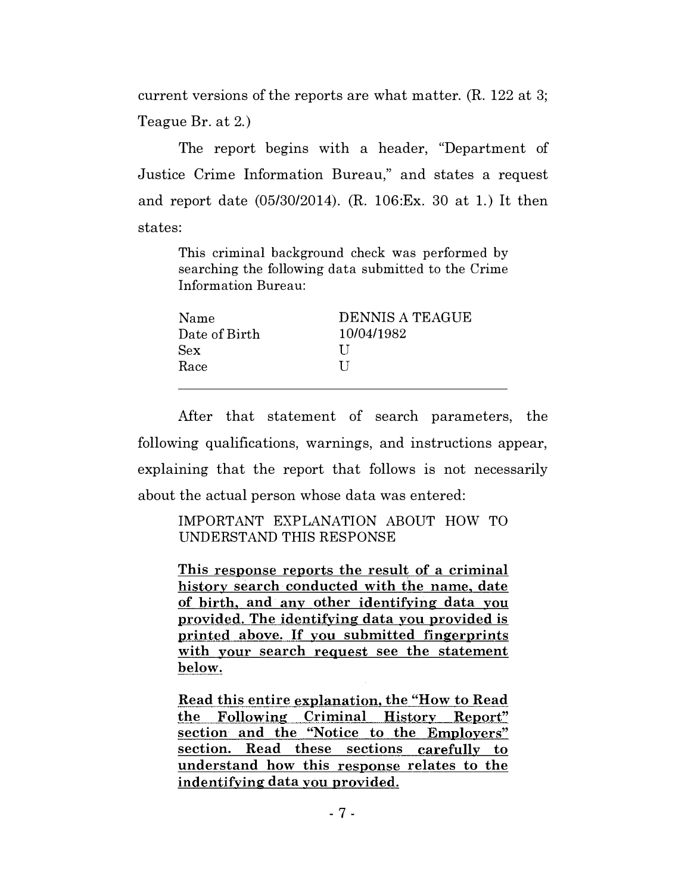current versions of the reports are what matter. (R. 122 at 3; Teague Br. at 2.)

The report begins with a header, "Department of Justice Crime Information Bureau," and states a request and report date (05/30/2014). (R. 106:Ex. 30 at 1.) It then states:

> This criminal background check was performed by searching the following data submitted to the Crime Information Bureau:
>
> | | |
> |---|---|
> | Name | DENNIS A TEAGUE |
> | Date of Birth | 10/04/1982 |
> | Sex | U |
> | Race | U |

After that statement of search parameters, the following qualifications, warnings, and instructions appear, explaining that the report that follows is not necessarily about the actual person whose data was entered:

> IMPORTANT EXPLANATION ABOUT HOW TO UNDERSTAND THIS RESPONSE
>
> <u>**This response reports the result of a criminal history search conducted with the name, date of birth, and any other identifying data you provided. The identifying data you provided is printed above. If you submitted fingerprints with your search request see the statement below.**</u>
>
> <u>**Read this entire explanation, the "How to Read the Following Criminal History Report" section and the "Notice to the Employers" section. Read these sections carefully to understand how this response relates to the indentifying data you provided.**</u>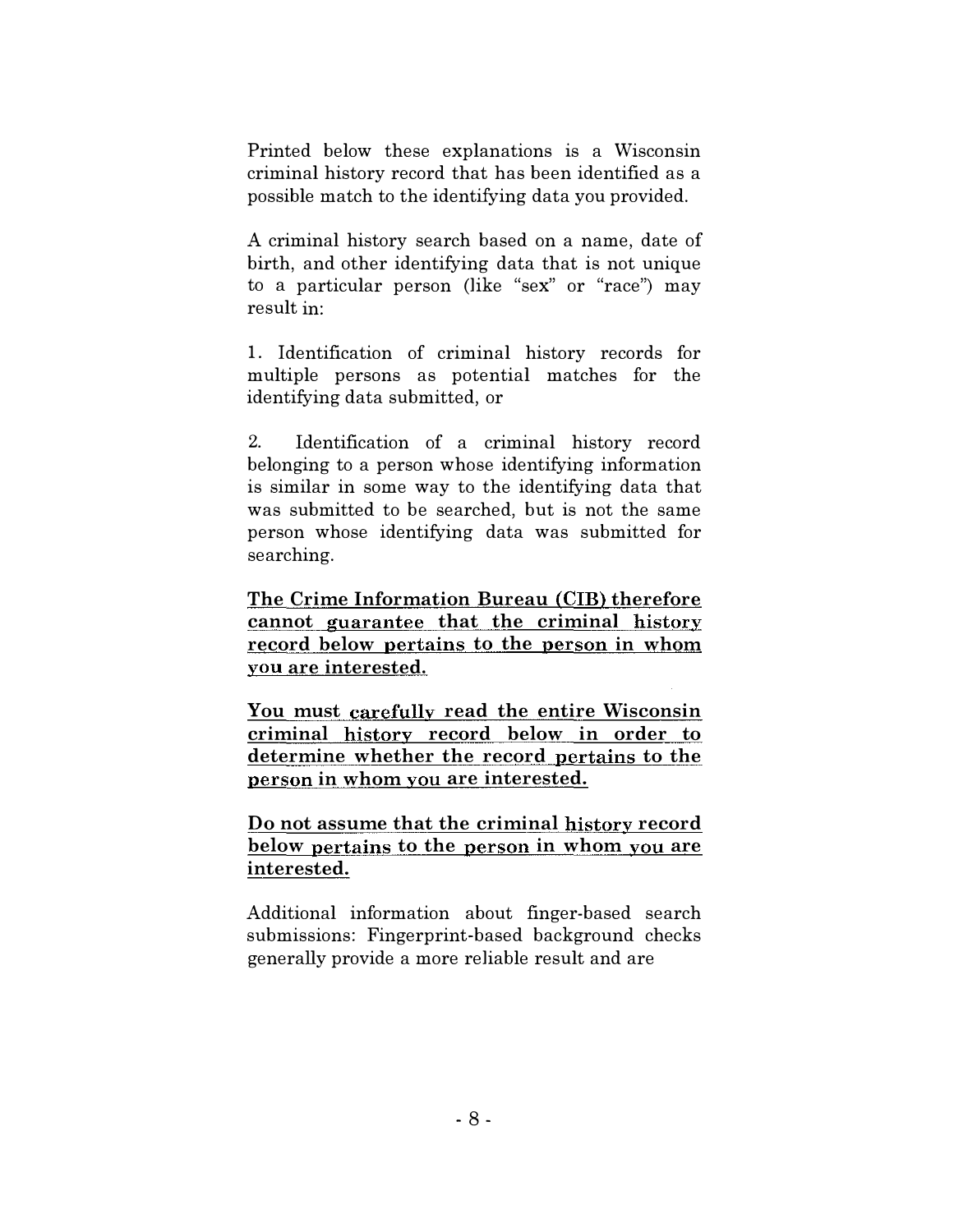Printed below these explanations is a Wisconsin criminal history record that has been identified as a possible match to the identifying data you provided.

A criminal history search based on a name, date of birth, and other identifying data that is not unique to a particular person (like "sex" or "race") may result in:

1. Identification of criminal history records for multiple persons as potential matches for the identifying data submitted, or

2. Identification of a criminal history record belonging to a person whose identifying information is similar in some way to the identifying data that was submitted to be searched, but is not the same person whose identifying data was submitted for searching.

**The Crime Information Bureau (CIB) therefore cannot guarantee that the criminal history record below pertains to the person in whom you are interested.**

**You must carefully read the entire Wisconsin criminal history record below in order to determine whether the record pertains to the person in whom you are interested.**

**Do not assume that the criminal history record below pertains to the person in whom you are interested.**

Additional information about finger-based search submissions: Fingerprint-based background checks generally provide a more reliable result and are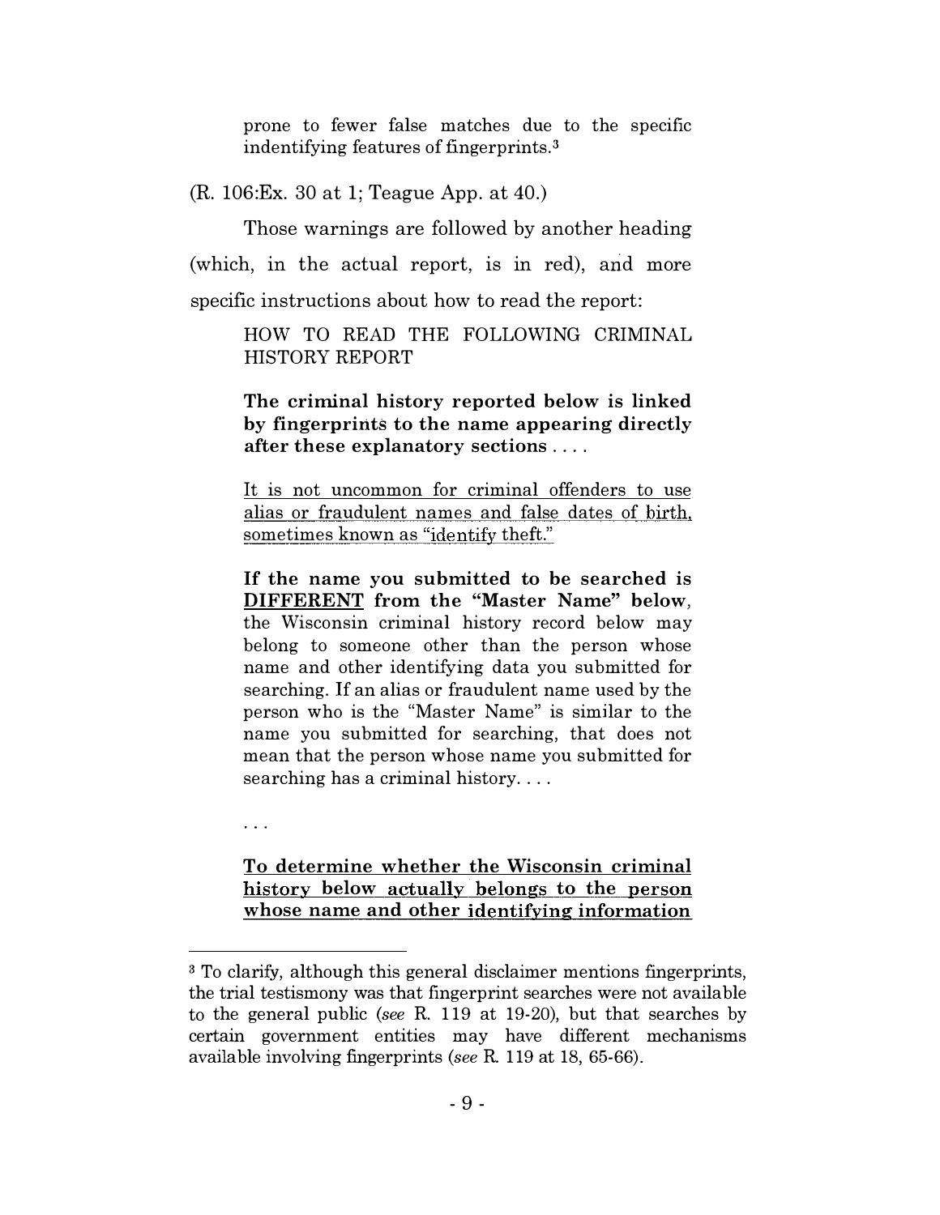> prone to fewer false matches due to the specific indentifying features of fingerprints.[3]

(R. 106:Ex. 30 at 1; Teague App. at 40.)

Those warnings are followed by another heading (which, in the actual report, is in red), and more specific instructions about how to read the report:

> HOW TO READ THE FOLLOWING CRIMINAL HISTORY REPORT
>
> **The criminal history reported below is linked by fingerprints to the name appearing directly after these explanatory sections** . . . .
>
> <u>It is not uncommon for criminal offenders to use alias or fraudulent names and false dates of birth, sometimes known as "identify theft."</u>
>
> **If the name you submitted to be searched is <u>DIFFERENT</u> from the "Master Name" below**, the Wisconsin criminal history record below may belong to someone other than the person whose name and other identifying data you submitted for searching. If an alias or fraudulent name used by the person who is the "Master Name" is similar to the name you submitted for searching, that does not mean that the person whose name you submitted for searching has a criminal history. . . .
>
> . . .
>
> **<u>To determine whether the Wisconsin criminal history below actually belongs to the person whose name and other identifying information</u>**

---

[3] To clarify, although this general disclaimer mentions fingerprints, the trial testimony was that fingerprint searches were not available to the general public (*see* R. 119 at 19-20), but that searches by certain government entities may have different mechanisms available involving fingerprints (*see* R. 119 at 18, 65-66).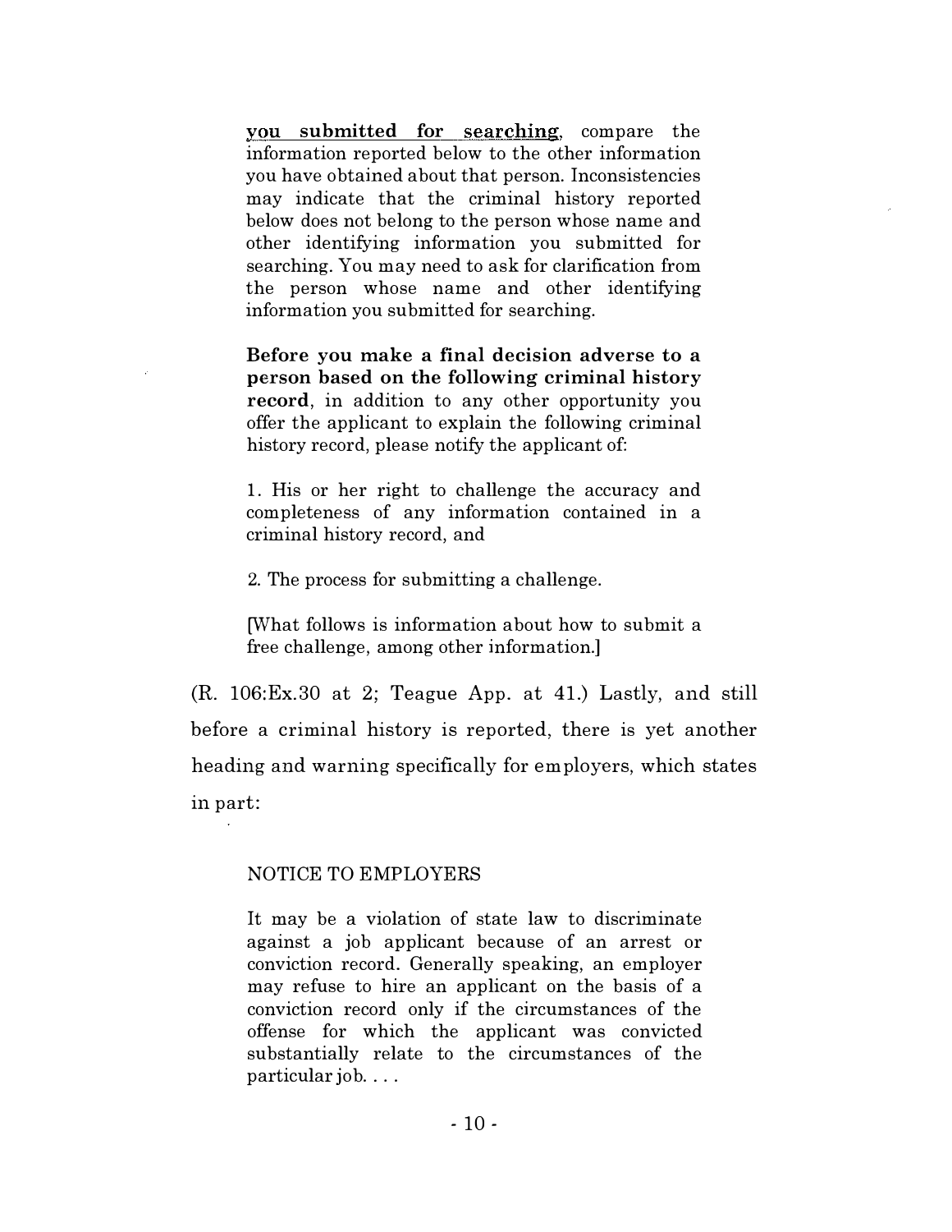> <u>you submitted for searching</u>, compare the information reported below to the other information you have obtained about that person. Inconsistencies may indicate that the criminal history reported below does not belong to the person whose name and other identifying information you submitted for searching. You may need to ask for clarification from the person whose name and other identifying information you submitted for searching.
>
> **Before you make a final decision adverse to a person based on the following criminal history record**, in addition to any other opportunity you offer the applicant to explain the following criminal history record, please notify the applicant of:
>
> 1. His or her right to challenge the accuracy and completeness of any information contained in a criminal history record, and
>
> 2. The process for submitting a challenge.
>
> [What follows is information about how to submit a free challenge, among other information.]

(R. 106:Ex.30 at 2; Teague App. at 41.) Lastly, and still before a criminal history is reported, there is yet another heading and warning specifically for employers, which states in part:

> NOTICE TO EMPLOYERS
>
> It may be a violation of state law to discriminate against a job applicant because of an arrest or conviction record. Generally speaking, an employer may refuse to hire an applicant on the basis of a conviction record only if the circumstances of the offense for which the applicant was convicted substantially relate to the circumstances of the particular job. . . .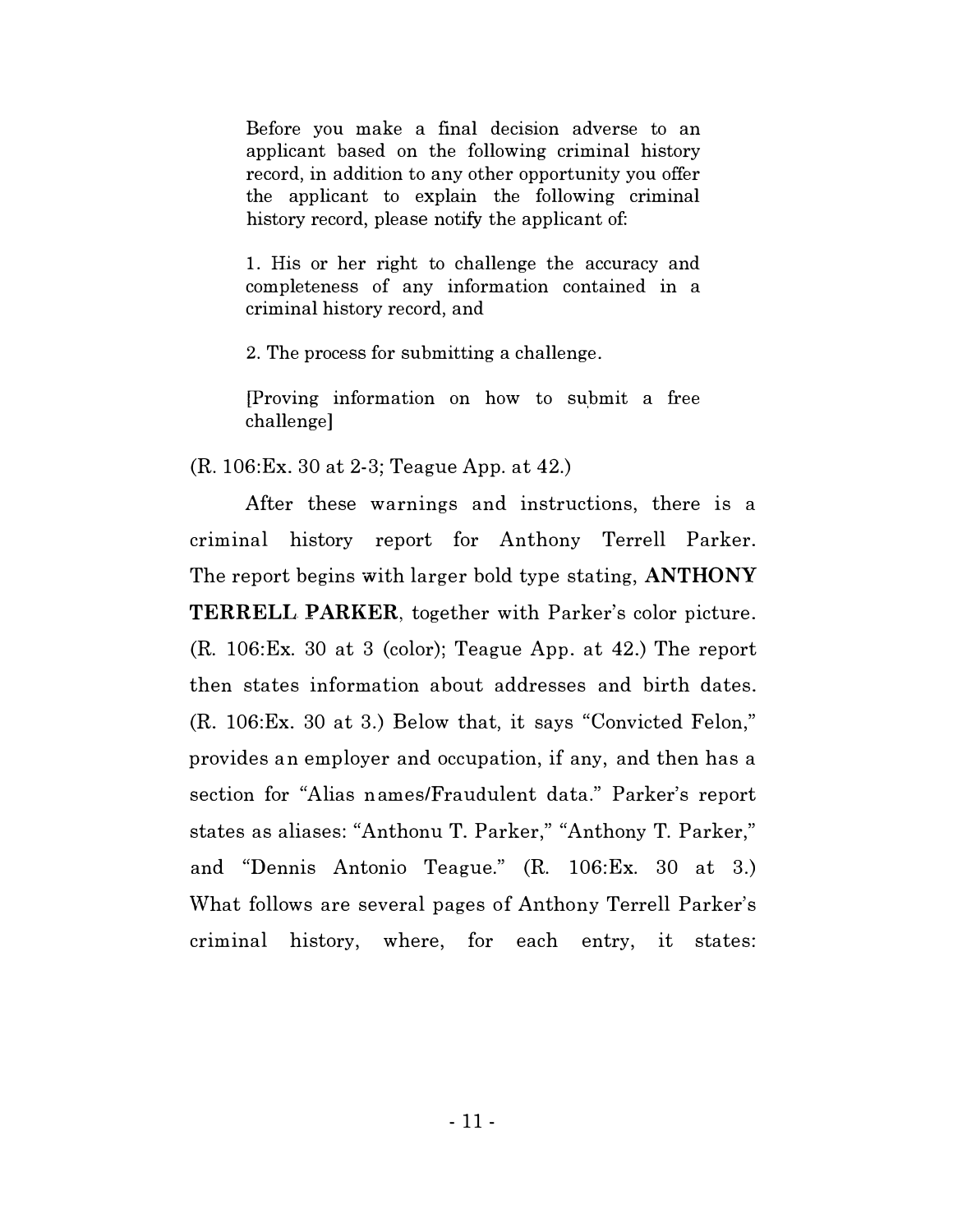> Before you make a final decision adverse to an applicant based on the following criminal history record, in addition to any other opportunity you offer the applicant to explain the following criminal history record, please notify the applicant of:
>
> 1. His or her right to challenge the accuracy and completeness of any information contained in a criminal history record, and
>
> 2. The process for submitting a challenge.
>
> [Proving information on how to submit a free challenge]

(R. 106:Ex. 30 at 2-3; Teague App. at 42.)

After these warnings and instructions, there is a criminal history report for Anthony Terrell Parker. The report begins with larger bold type stating, **ANTHONY TERRELL PARKER**, together with Parker's color picture. (R. 106:Ex. 30 at 3 (color); Teague App. at 42.) The report then states information about addresses and birth dates. (R. 106:Ex. 30 at 3.) Below that, it says "Convicted Felon," provides an employer and occupation, if any, and then has a section for "Alias names/Fraudulent data." Parker's report states as aliases: "Anthonu T. Parker," "Anthony T. Parker," and "Dennis Antonio Teague." (R. 106:Ex. 30 at 3.) What follows are several pages of Anthony Terrell Parker's criminal history, where, for each entry, it states: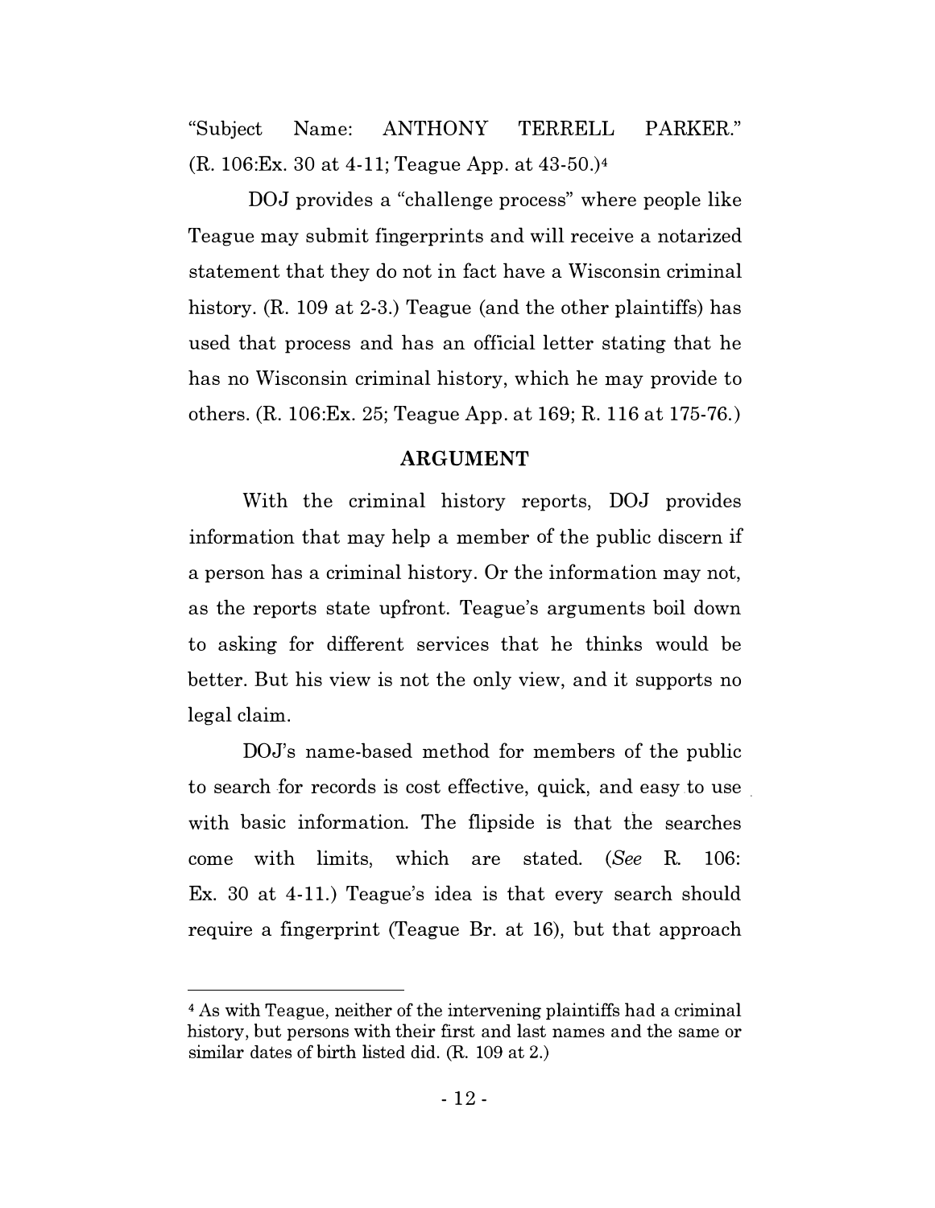"Subject Name: ANTHONY TERRELL PARKER." (R. 106:Ex. 30 at 4-11; Teague App. at 43-50.)[4]

DOJ provides a "challenge process" where people like Teague may submit fingerprints and will receive a notarized statement that they do not in fact have a Wisconsin criminal history. (R. 109 at 2-3.) Teague (and the other plaintiffs) has used that process and has an official letter stating that he has no Wisconsin criminal history, which he may provide to others. (R. 106:Ex. 25; Teague App. at 169; R. 116 at 175-76.)

## ARGUMENT

With the criminal history reports, DOJ provides information that may help a member of the public discern if a person has a criminal history. Or the information may not, as the reports state upfront. Teague's arguments boil down to asking for different services that he thinks would be better. But his view is not the only view, and it supports no legal claim.

DOJ's name-based method for members of the public to search for records is cost effective, quick, and easy to use with basic information. The flipside is that the searches come with limits, which are stated. (*See* R. 106: Ex. 30 at 4-11.) Teague's idea is that every search should require a fingerprint (Teague Br. at 16), but that approach

---

[4] As with Teague, neither of the intervening plaintiffs had a criminal history, but persons with their first and last names and the same or similar dates of birth listed did. (R. 109 at 2.)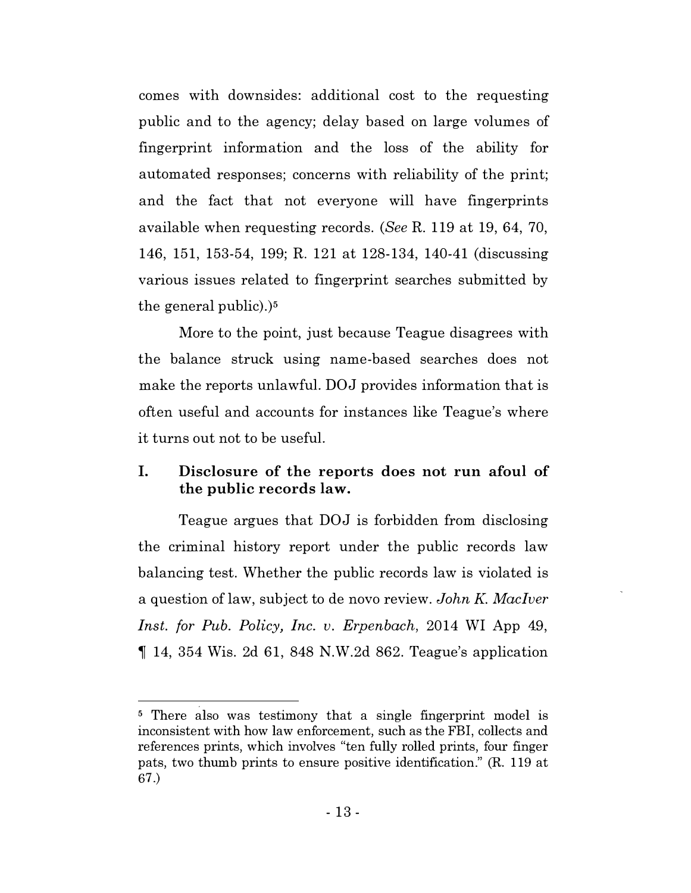comes with downsides: additional cost to the requesting public and to the agency; delay based on large volumes of fingerprint information and the loss of the ability for automated responses; concerns with reliability of the print; and the fact that not everyone will have fingerprints available when requesting records. (*See* R. 119 at 19, 64, 70, 146, 151, 153-54, 199; R. 121 at 128-134, 140-41 (discussing various issues related to fingerprint searches submitted by the general public).)[5]

More to the point, just because Teague disagrees with the balance struck using name-based searches does not make the reports unlawful. DOJ provides information that is often useful and accounts for instances like Teague's where it turns out not to be useful.

## I. Disclosure of the reports does not run afoul of the public records law.

Teague argues that DOJ is forbidden from disclosing the criminal history report under the public records law balancing test. Whether the public records law is violated is a question of law, subject to de novo review. *John K. MacIver Inst. for Pub. Policy, Inc. v. Erpenbach*, 2014 WI App 49, ¶ 14, 354 Wis. 2d 61, 848 N.W.2d 862. Teague's application

---

[5] There also was testimony that a single fingerprint model is inconsistent with how law enforcement, such as the FBI, collects and references prints, which involves "ten fully rolled prints, four finger pats, two thumb prints to ensure positive identification." (R. 119 at 67.)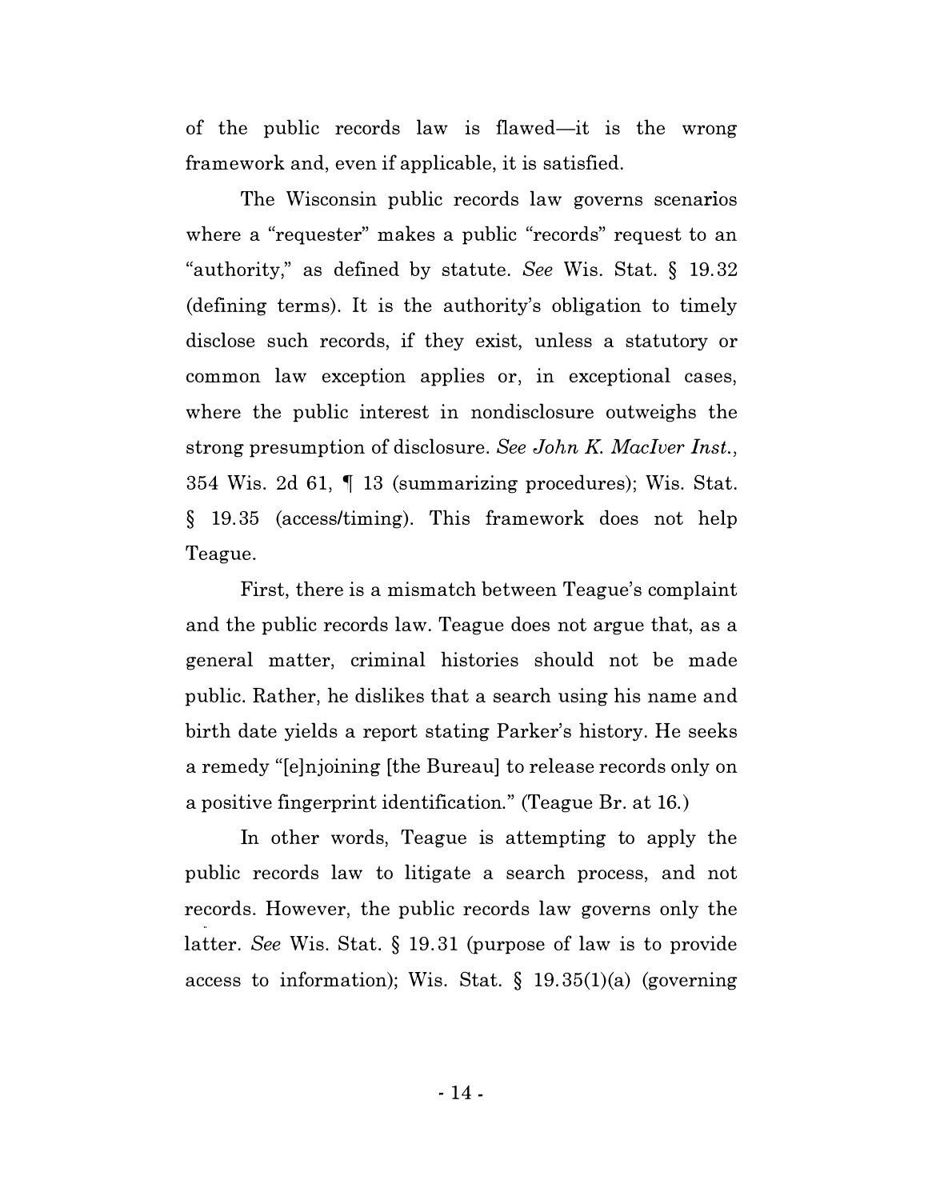of the public records law is flawed—it is the wrong framework and, even if applicable, it is satisfied.

The Wisconsin public records law governs scenarios where a "requester" makes a public "records" request to an "authority," as defined by statute. *See* Wis. Stat. § 19.32 (defining terms). It is the authority's obligation to timely disclose such records, if they exist, unless a statutory or common law exception applies or, in exceptional cases, where the public interest in nondisclosure outweighs the strong presumption of disclosure. *See John K. MacIver Inst.*, 354 Wis. 2d 61, ¶ 13 (summarizing procedures); Wis. Stat. § 19.35 (access/timing). This framework does not help Teague.

First, there is a mismatch between Teague's complaint and the public records law. Teague does not argue that, as a general matter, criminal histories should not be made public. Rather, he dislikes that a search using his name and birth date yields a report stating Parker's history. He seeks a remedy "[e]njoining [the Bureau] to release records only on a positive fingerprint identification." (Teague Br. at 16.)

In other words, Teague is attempting to apply the public records law to litigate a search process, and not records. However, the public records law governs only the latter. *See* Wis. Stat. § 19.31 (purpose of law is to provide access to information); Wis. Stat. § 19.35(1)(a) (governing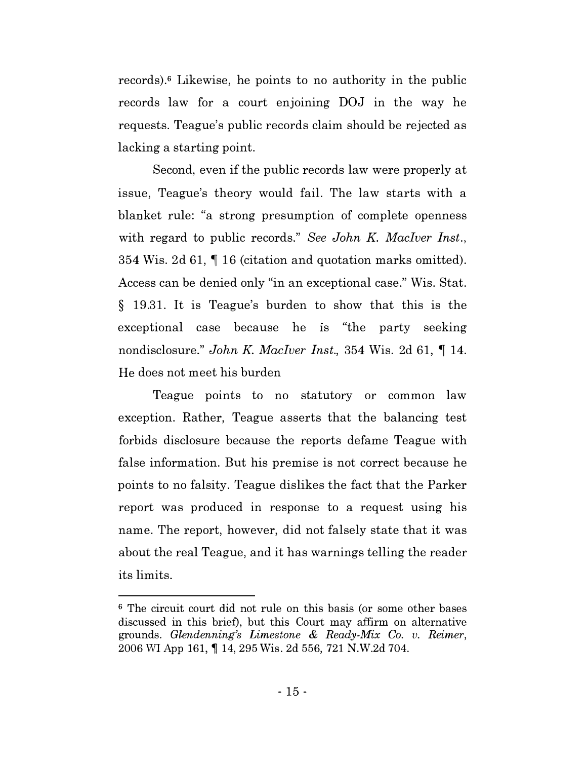records).[6] Likewise, he points to no authority in the public records law for a court enjoining DOJ in the way he requests. Teague's public records claim should be rejected as lacking a starting point.

Second, even if the public records law were properly at issue, Teague's theory would fail. The law starts with a blanket rule: "a strong presumption of complete openness with regard to public records." *See John K. MacIver Inst.*, 354 Wis. 2d 61, ¶ 16 (citation and quotation marks omitted). Access can be denied only "in an exceptional case." Wis. Stat. § 19.31. It is Teague's burden to show that this is the exceptional case because he is "the party seeking nondisclosure." *John K. MacIver Inst.*, 354 Wis. 2d 61, ¶ 14. He does not meet his burden

Teague points to no statutory or common law exception. Rather, Teague asserts that the balancing test forbids disclosure because the reports defame Teague with false information. But his premise is not correct because he points to no falsity. Teague dislikes the fact that the Parker report was produced in response to a request using his name. The report, however, did not falsely state that it was about the real Teague, and it has warnings telling the reader its limits.

---

[6] The circuit court did not rule on this basis (or some other bases discussed in this brief), but this Court may affirm on alternative grounds. *Glendenning's Limestone & Ready-Mix Co. v. Reimer*, 2006 WI App 161, ¶ 14, 295 Wis. 2d 556, 721 N.W.2d 704.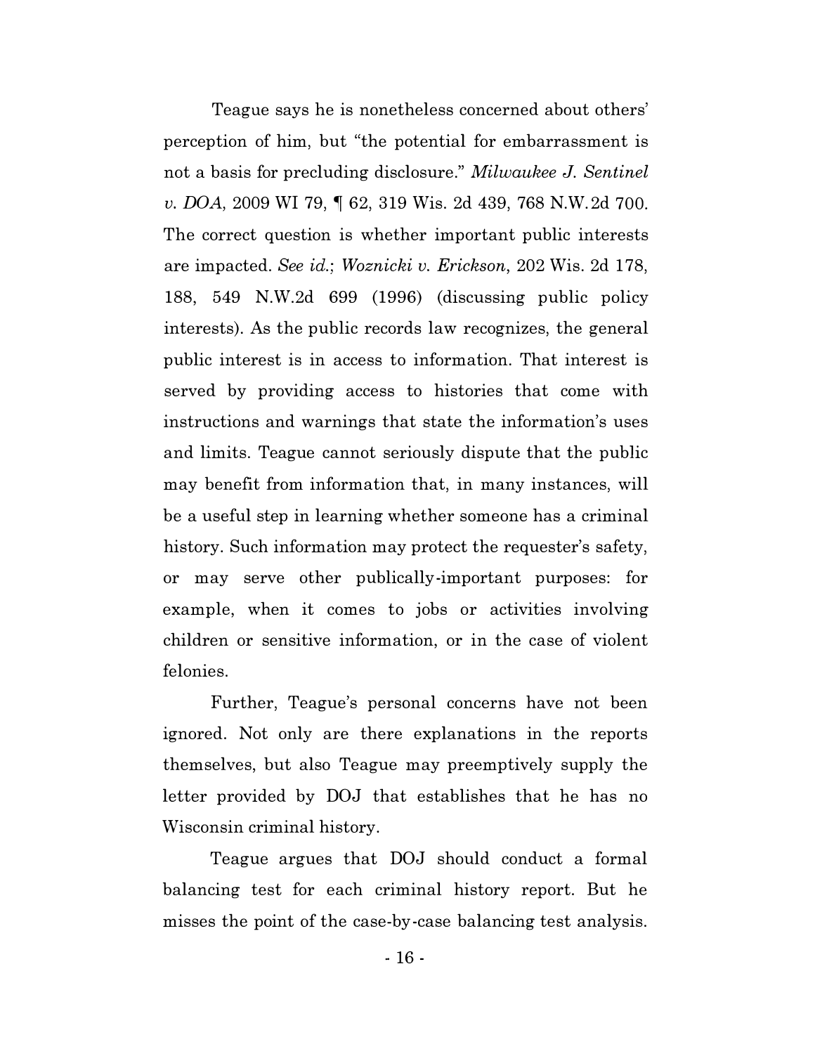Teague says he is nonetheless concerned about others' perception of him, but "the potential for embarrassment is not a basis for precluding disclosure." *Milwaukee J. Sentinel v. DOA*, 2009 WI 79, ¶ 62, 319 Wis. 2d 439, 768 N.W.2d 700. The correct question is whether important public interests are impacted. *See id.*; *Woznicki v. Erickson*, 202 Wis. 2d 178, 188, 549 N.W.2d 699 (1996) (discussing public policy interests). As the public records law recognizes, the general public interest is in access to information. That interest is served by providing access to histories that come with instructions and warnings that state the information's uses and limits. Teague cannot seriously dispute that the public may benefit from information that, in many instances, will be a useful step in learning whether someone has a criminal history. Such information may protect the requester's safety, or may serve other publically-important purposes: for example, when it comes to jobs or activities involving children or sensitive information, or in the case of violent felonies.

Further, Teague's personal concerns have not been ignored. Not only are there explanations in the reports themselves, but also Teague may preemptively supply the letter provided by DOJ that establishes that he has no Wisconsin criminal history.

Teague argues that DOJ should conduct a formal balancing test for each criminal history report. But he misses the point of the case-by-case balancing test analysis.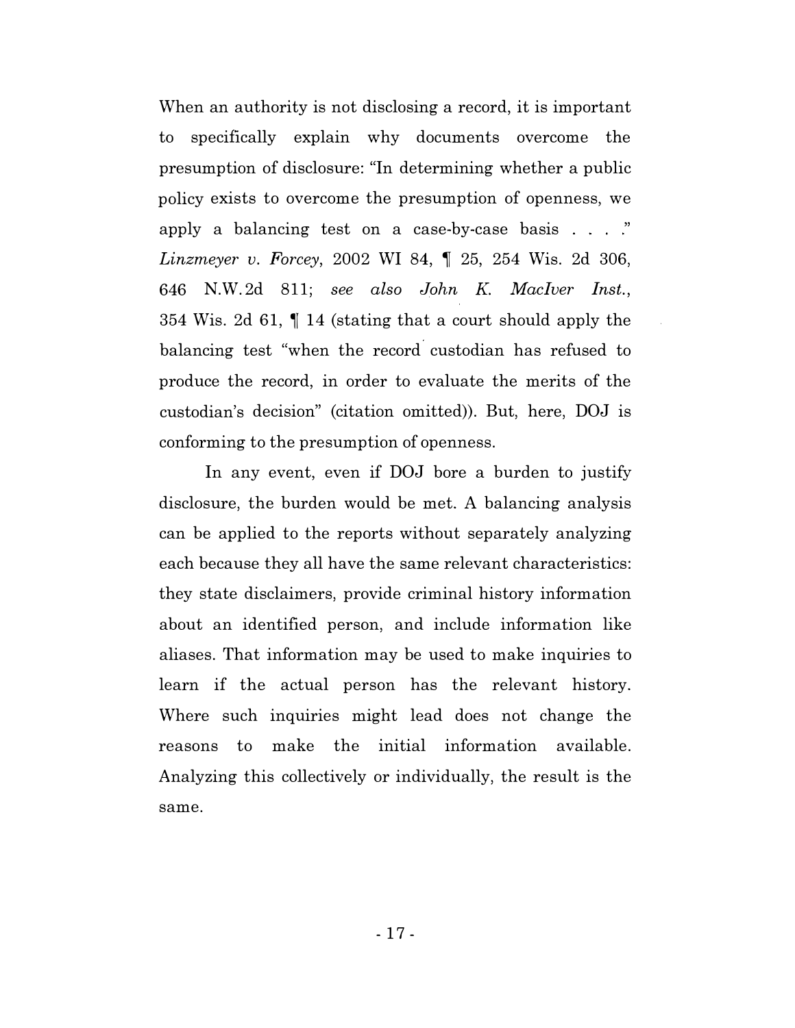When an authority is not disclosing a record, it is important to specifically explain why documents overcome the presumption of disclosure: "In determining whether a public policy exists to overcome the presumption of openness, we apply a balancing test on a case-by-case basis . . . ." *Linzmeyer v. Forcey*, 2002 WI 84, ¶ 25, 254 Wis. 2d 306, 646 N.W.2d 811; *see also John K. MacIver Inst.*, 354 Wis. 2d 61, ¶ 14 (stating that a court should apply the balancing test "when the record custodian has refused to produce the record, in order to evaluate the merits of the custodian's decision" (citation omitted)). But, here, DOJ is conforming to the presumption of openness.

In any event, even if DOJ bore a burden to justify disclosure, the burden would be met. A balancing analysis can be applied to the reports without separately analyzing each because they all have the same relevant characteristics: they state disclaimers, provide criminal history information about an identified person, and include information like aliases. That information may be used to make inquiries to learn if the actual person has the relevant history. Where such inquiries might lead does not change the reasons to make the initial information available. Analyzing this collectively or individually, the result is the same.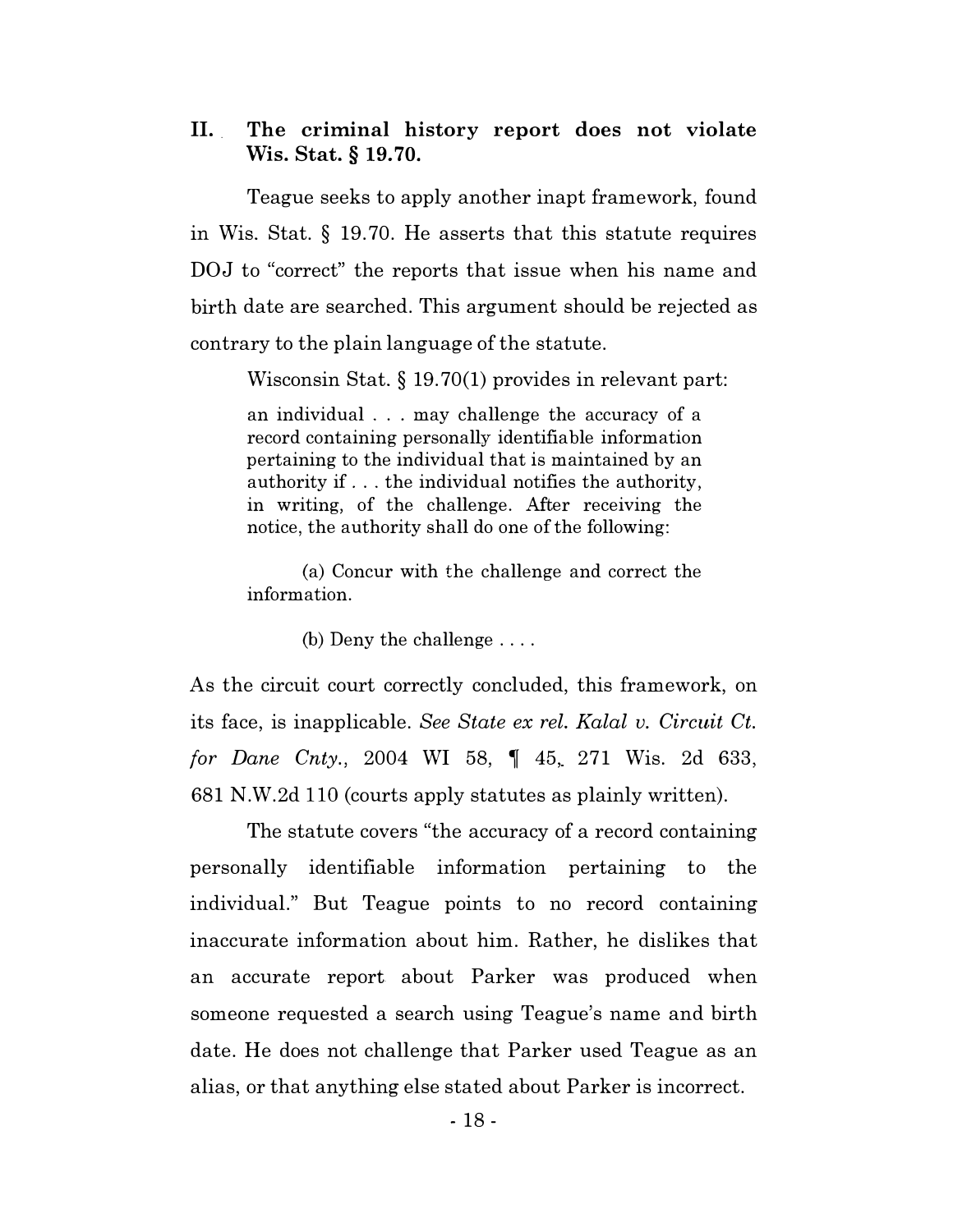## II. The criminal history report does not violate Wis. Stat. § 19.70.

Teague seeks to apply another inapt framework, found in Wis. Stat. § 19.70. He asserts that this statute requires DOJ to "correct" the reports that issue when his name and birth date are searched. This argument should be rejected as contrary to the plain language of the statute.

Wisconsin Stat. § 19.70(1) provides in relevant part:

> an individual . . . may challenge the accuracy of a record containing personally identifiable information pertaining to the individual that is maintained by an authority if . . . the individual notifies the authority, in writing, of the challenge. After receiving the notice, the authority shall do one of the following:
>
> (a) Concur with the challenge and correct the information.
>
> (b) Deny the challenge . . . .

As the circuit court correctly concluded, this framework, on its face, is inapplicable. *See State ex rel. Kalal v. Circuit Ct. for Dane Cnty.*, 2004 WI 58, ¶ 45, 271 Wis. 2d 633, 681 N.W.2d 110 (courts apply statutes as plainly written).

The statute covers "the accuracy of a record containing personally identifiable information pertaining to the individual." But Teague points to no record containing inaccurate information about him. Rather, he dislikes that an accurate report about Parker was produced when someone requested a search using Teague's name and birth date. He does not challenge that Parker used Teague as an alias, or that anything else stated about Parker is incorrect.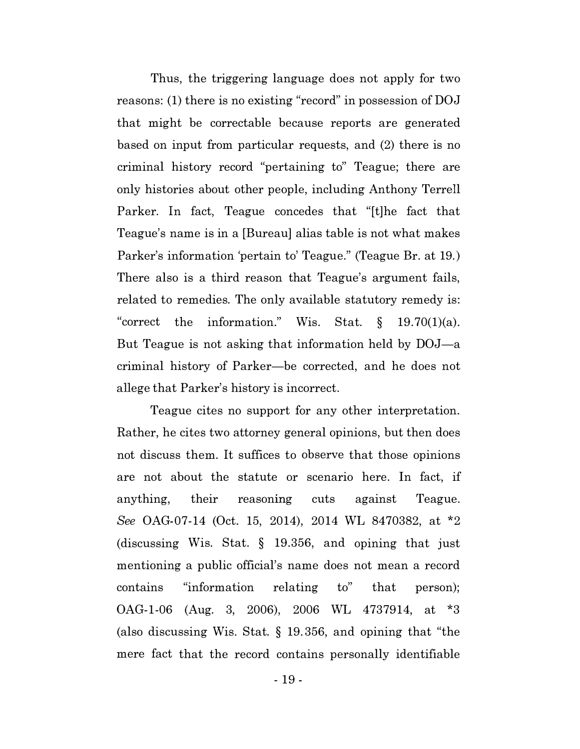Thus, the triggering language does not apply for two reasons: (1) there is no existing "record" in possession of DOJ that might be correctable because reports are generated based on input from particular requests, and (2) there is no criminal history record "pertaining to" Teague; there are only histories about other people, including Anthony Terrell Parker. In fact, Teague concedes that "[t]he fact that Teague's name is in a [Bureau] alias table is not what makes Parker's information 'pertain to' Teague." (Teague Br. at 19.) There also is a third reason that Teague's argument fails, related to remedies. The only available statutory remedy is: "correct the information." Wis. Stat. § 19.70(1)(a). But Teague is not asking that information held by DOJ—a criminal history of Parker—be corrected, and he does not allege that Parker's history is incorrect.

Teague cites no support for any other interpretation. Rather, he cites two attorney general opinions, but then does not discuss them. It suffices to observe that those opinions are not about the statute or scenario here. In fact, if anything, their reasoning cuts against Teague. *See* OAG-07-14 (Oct. 15, 2014), 2014 WL 8470382, at *2 (discussing Wis. Stat. § 19.356, and opining that just mentioning a public official's name does not mean a record contains "information relating to" that person); OAG-1-06 (Aug. 3, 2006), 2006 WL 4737914, at *3 (also discussing Wis. Stat. § 19.356, and opining that "the mere fact that the record contains personally identifiable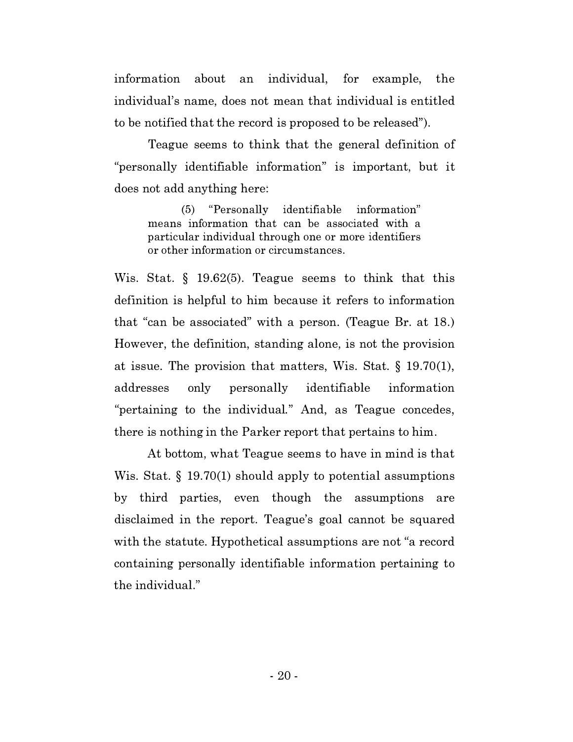information about an individual, for example, the individual's name, does not mean that individual is entitled to be notified that the record is proposed to be released").

Teague seems to think that the general definition of "personally identifiable information" is important, but it does not add anything here:

> (5) "Personally identifiable information" means information that can be associated with a particular individual through one or more identifiers or other information or circumstances.

Wis. Stat. § 19.62(5). Teague seems to think that this definition is helpful to him because it refers to information that "can be associated" with a person. (Teague Br. at 18.) However, the definition, standing alone, is not the provision at issue. The provision that matters, Wis. Stat. § 19.70(1), addresses only personally identifiable information "pertaining to the individual." And, as Teague concedes, there is nothing in the Parker report that pertains to him.

At bottom, what Teague seems to have in mind is that Wis. Stat. § 19.70(1) should apply to potential assumptions by third parties, even though the assumptions are disclaimed in the report. Teague's goal cannot be squared with the statute. Hypothetical assumptions are not "a record containing personally identifiable information pertaining to the individual."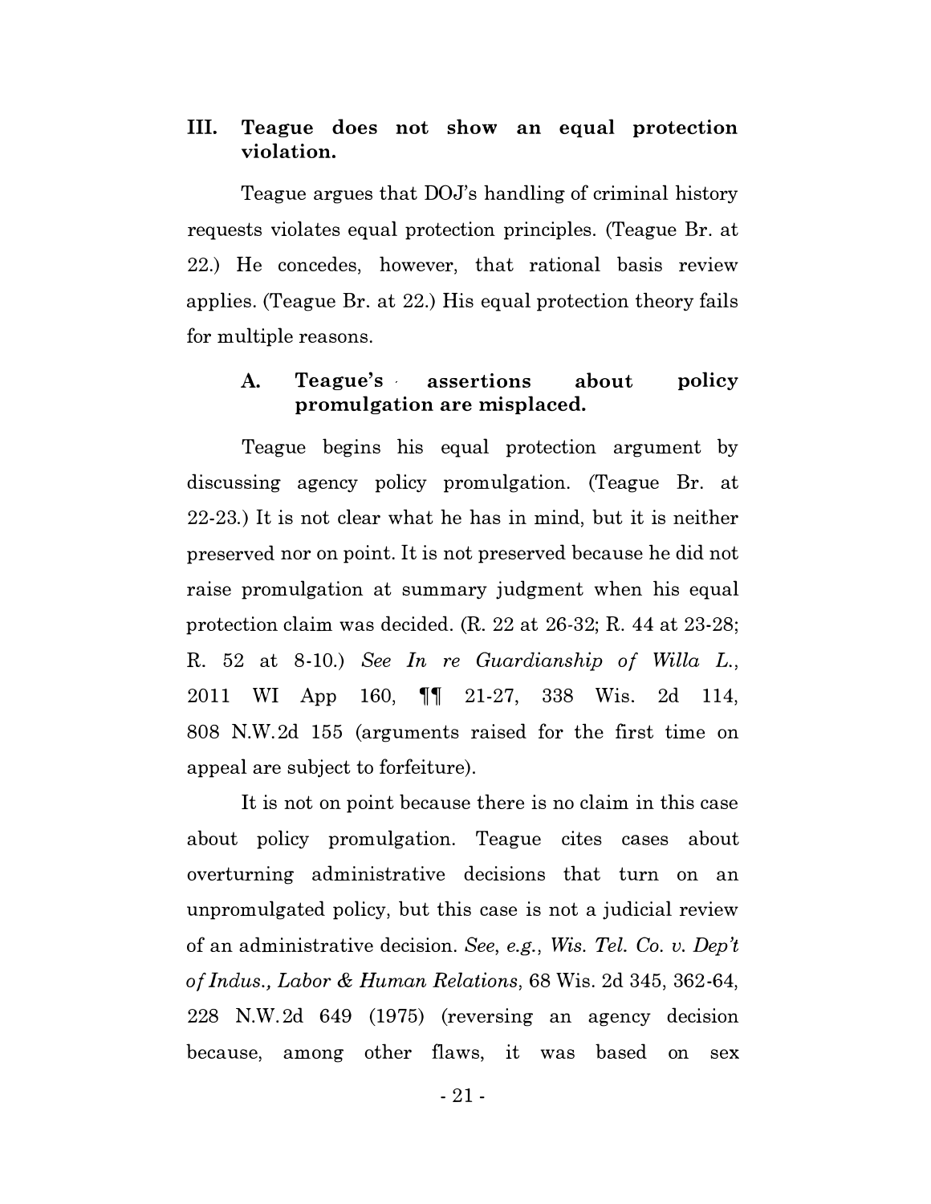## III. Teague does not show an equal protection violation.

Teague argues that DOJ's handling of criminal history requests violates equal protection principles. (Teague Br. at 22.) He concedes, however, that rational basis review applies. (Teague Br. at 22.) His equal protection theory fails for multiple reasons.

### A. Teague's assertions about policy promulgation are misplaced.

Teague begins his equal protection argument by discussing agency policy promulgation. (Teague Br. at 22-23.) It is not clear what he has in mind, but it is neither preserved nor on point. It is not preserved because he did not raise promulgation at summary judgment when his equal protection claim was decided. (R. 22 at 26-32; R. 44 at 23-28; R. 52 at 8-10.) *See In re Guardianship of Willa L.*, 2011 WI App 160, ¶¶ 21-27, 338 Wis. 2d 114, 808 N.W.2d 155 (arguments raised for the first time on appeal are subject to forfeiture).

It is not on point because there is no claim in this case about policy promulgation. Teague cites cases about overturning administrative decisions that turn on an unpromulgated policy, but this case is not a judicial review of an administrative decision. *See, e.g., Wis. Tel. Co. v. Dep't of Indus., Labor & Human Relations*, 68 Wis. 2d 345, 362-64, 228 N.W.2d 649 (1975) (reversing an agency decision because, among other flaws, it was based on sex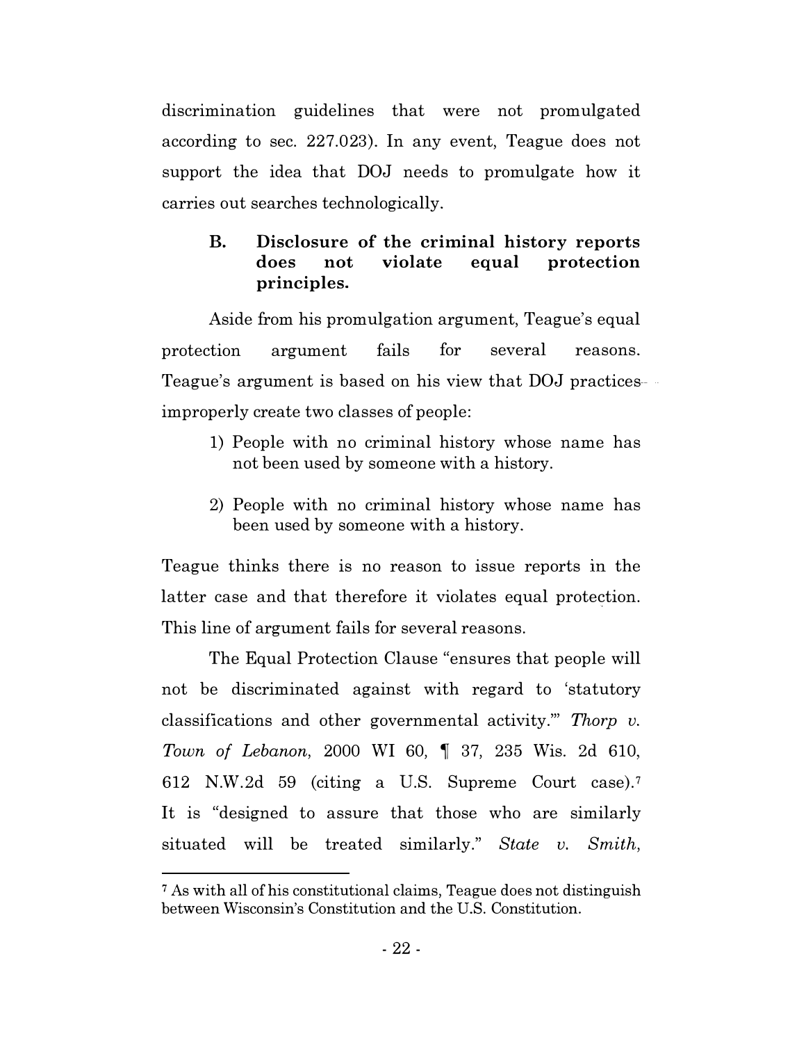discrimination guidelines that were not promulgated according to sec. 227.023). In any event, Teague does not support the idea that DOJ needs to promulgate how it carries out searches technologically.

### B. Disclosure of the criminal history reports does not violate equal protection principles.

Aside from his promulgation argument, Teague's equal protection argument fails for several reasons. Teague's argument is based on his view that DOJ practices improperly create two classes of people:

1) People with no criminal history whose name has not been used by someone with a history.

2) People with no criminal history whose name has been used by someone with a history.

Teague thinks there is no reason to issue reports in the latter case and that therefore it violates equal protection. This line of argument fails for several reasons.

The Equal Protection Clause "ensures that people will not be discriminated against with regard to 'statutory classifications and other governmental activity.'" *Thorp v. Town of Lebanon,* 2000 WI 60, ¶ 37, 235 Wis. 2d 610, 612 N.W.2d 59 (citing a U.S. Supreme Court case).[7] It is "designed to assure that those who are similarly situated will be treated similarly." *State v. Smith,*

---

[7] As with all of his constitutional claims, Teague does not distinguish between Wisconsin's Constitution and the U.S. Constitution.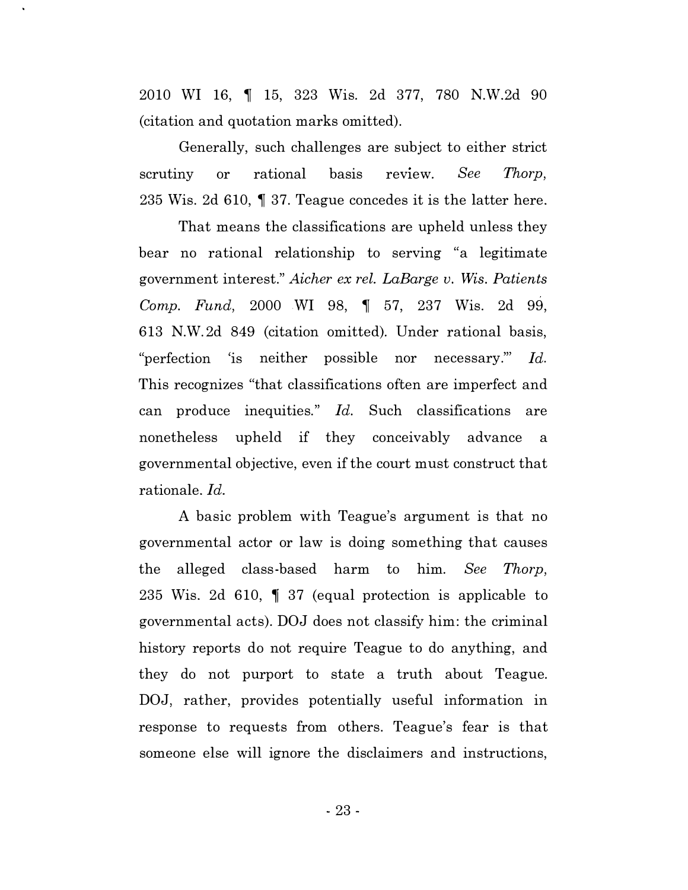2010 WI 16, ¶ 15, 323 Wis. 2d 377, 780 N.W.2d 90 (citation and quotation marks omitted).

Generally, such challenges are subject to either strict scrutiny or rational basis review. *See Thorp*, 235 Wis. 2d 610, ¶ 37. Teague concedes it is the latter here.

That means the classifications are upheld unless they bear no rational relationship to serving "a legitimate government interest." *Aicher ex rel. LaBarge v. Wis. Patients Comp. Fund*, 2000 WI 98, ¶ 57, 237 Wis. 2d 99, 613 N.W.2d 849 (citation omitted). Under rational basis, "perfection 'is neither possible nor necessary.'" *Id.* This recognizes "that classifications often are imperfect and can produce inequities." *Id.* Such classifications are nonetheless upheld if they conceivably advance a governmental objective, even if the court must construct that rationale. *Id.*

A basic problem with Teague's argument is that no governmental actor or law is doing something that causes the alleged class-based harm to him. *See Thorp*, 235 Wis. 2d 610, ¶ 37 (equal protection is applicable to governmental acts). DOJ does not classify him: the criminal history reports do not require Teague to do anything, and they do not purport to state a truth about Teague. DOJ, rather, provides potentially useful information in response to requests from others. Teague's fear is that someone else will ignore the disclaimers and instructions,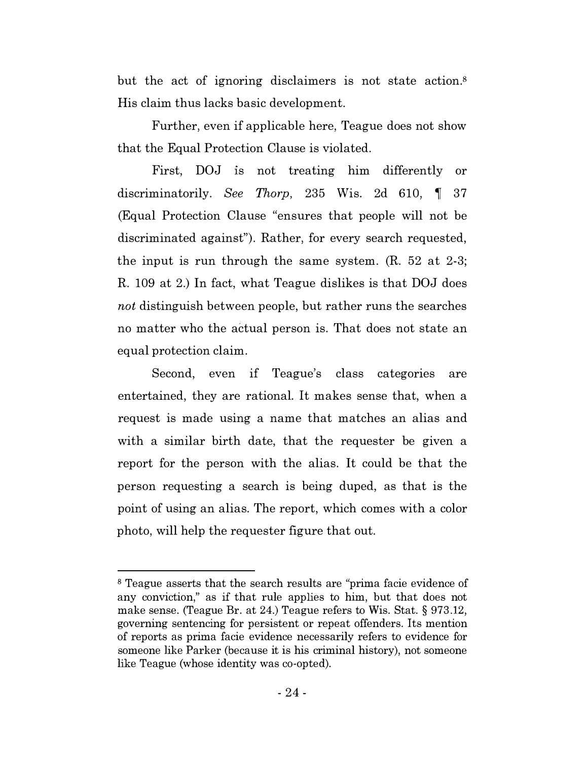but the act of ignoring disclaimers is not state action.[8] His claim thus lacks basic development.

Further, even if applicable here, Teague does not show that the Equal Protection Clause is violated.

First, DOJ is not treating him differently or discriminatorily. *See Thorp*, 235 Wis. 2d 610, ¶ 37 (Equal Protection Clause "ensures that people will not be discriminated against"). Rather, for every search requested, the input is run through the same system. (R. 52 at 2-3; R. 109 at 2.) In fact, what Teague dislikes is that DOJ does *not* distinguish between people, but rather runs the searches no matter who the actual person is. That does not state an equal protection claim.

Second, even if Teague's class categories are entertained, they are rational. It makes sense that, when a request is made using a name that matches an alias and with a similar birth date, that the requester be given a report for the person with the alias. It could be that the person requesting a search is being duped, as that is the point of using an alias. The report, which comes with a color photo, will help the requester figure that out.

---

[8] Teague asserts that the search results are "prima facie evidence of any conviction," as if that rule applies to him, but that does not make sense. (Teague Br. at 24.) Teague refers to Wis. Stat. § 973.12, governing sentencing for persistent or repeat offenders. Its mention of reports as prima facie evidence necessarily refers to evidence for someone like Parker (because it is his criminal history), not someone like Teague (whose identity was co-opted).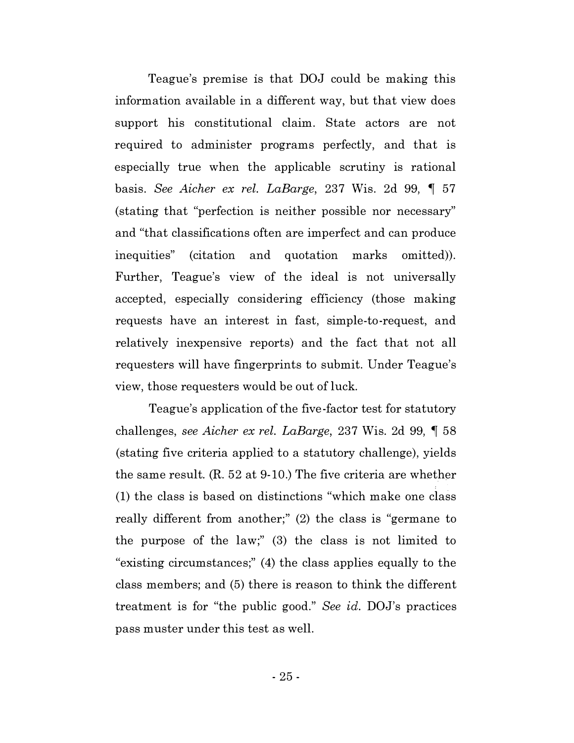Teague's premise is that DOJ could be making this information available in a different way, but that view does support his constitutional claim. State actors are not required to administer programs perfectly, and that is especially true when the applicable scrutiny is rational basis. *See Aicher ex rel. LaBarge*, 237 Wis. 2d 99, ¶ 57 (stating that "perfection is neither possible nor necessary" and "that classifications often are imperfect and can produce inequities" (citation and quotation marks omitted)). Further, Teague's view of the ideal is not universally accepted, especially considering efficiency (those making requests have an interest in fast, simple-to-request, and relatively inexpensive reports) and the fact that not all requesters will have fingerprints to submit. Under Teague's view, those requesters would be out of luck.

Teague's application of the five-factor test for statutory challenges, *see Aicher ex rel. LaBarge*, 237 Wis. 2d 99, ¶ 58 (stating five criteria applied to a statutory challenge), yields the same result. (R. 52 at 9-10.) The five criteria are whether (1) the class is based on distinctions "which make one class really different from another;" (2) the class is "germane to the purpose of the law;" (3) the class is not limited to "existing circumstances;" (4) the class applies equally to the class members; and (5) there is reason to think the different treatment is for "the public good." *See id.* DOJ's practices pass muster under this test as well.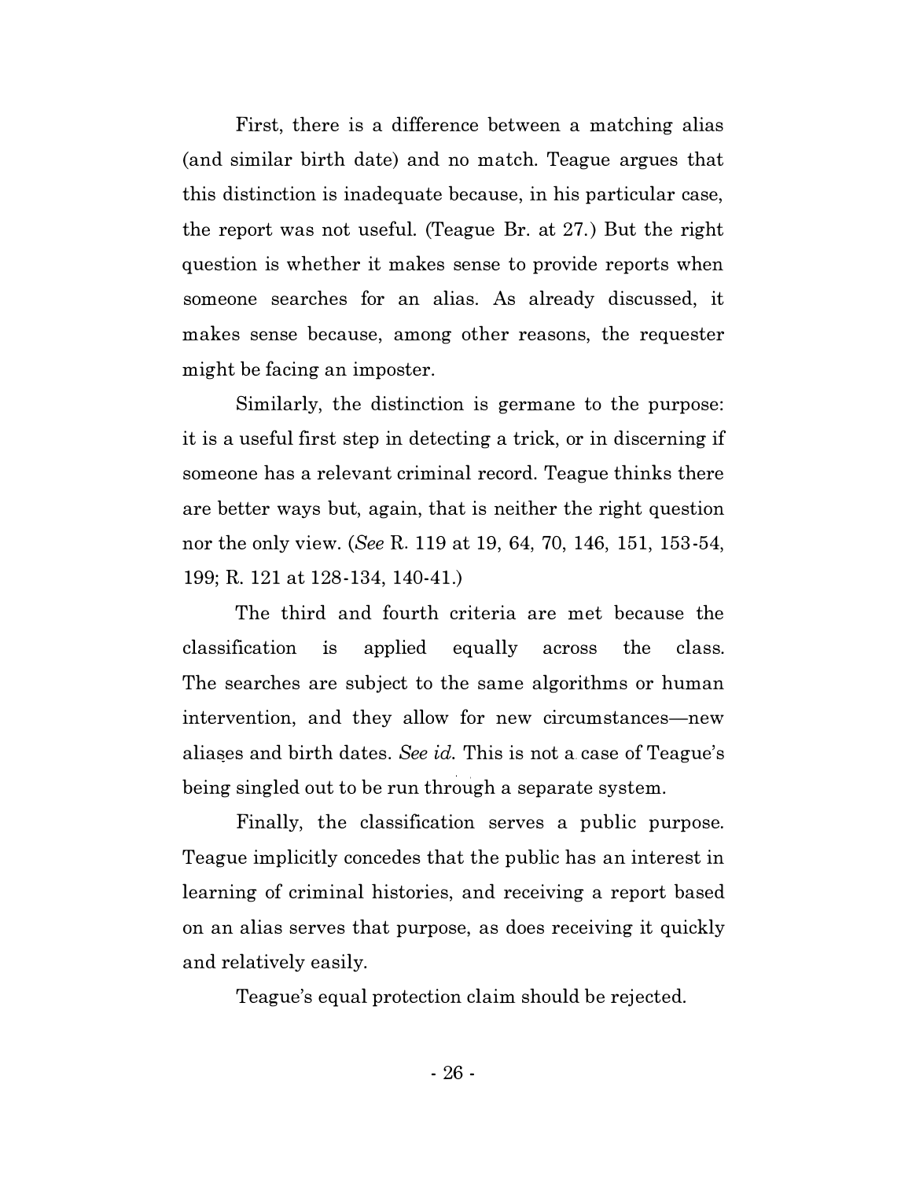First, there is a difference between a matching alias (and similar birth date) and no match. Teague argues that this distinction is inadequate because, in his particular case, the report was not useful. (Teague Br. at 27.) But the right question is whether it makes sense to provide reports when someone searches for an alias. As already discussed, it makes sense because, among other reasons, the requester might be facing an imposter.

Similarly, the distinction is germane to the purpose: it is a useful first step in detecting a trick, or in discerning if someone has a relevant criminal record. Teague thinks there are better ways but, again, that is neither the right question nor the only view. (*See* R. 119 at 19, 64, 70, 146, 151, 153-54, 199; R. 121 at 128-134, 140-41.)

The third and fourth criteria are met because the classification is applied equally across the class. The searches are subject to the same algorithms or human intervention, and they allow for new circumstances—new aliases and birth dates. *See id.* This is not a case of Teague's being singled out to be run through a separate system.

Finally, the classification serves a public purpose. Teague implicitly concedes that the public has an interest in learning of criminal histories, and receiving a report based on an alias serves that purpose, as does receiving it quickly and relatively easily.

Teague's equal protection claim should be rejected.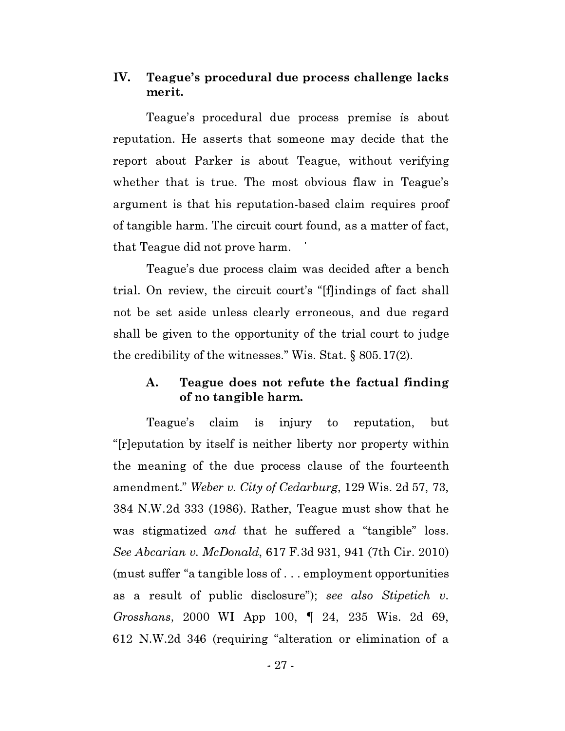## IV. Teague's procedural due process challenge lacks merit.

Teague's procedural due process premise is about reputation. He asserts that someone may decide that the report about Parker is about Teague, without verifying whether that is true. The most obvious flaw in Teague's argument is that his reputation-based claim requires proof of tangible harm. The circuit court found, as a matter of fact, that Teague did not prove harm.

Teague's due process claim was decided after a bench trial. On review, the circuit court's "[f]indings of fact shall not be set aside unless clearly erroneous, and due regard shall be given to the opportunity of the trial court to judge the credibility of the witnesses." Wis. Stat. § 805.17(2).

### A. Teague does not refute the factual finding of no tangible harm.

Teague's claim is injury to reputation, but "[r]eputation by itself is neither liberty nor property within the meaning of the due process clause of the fourteenth amendment." *Weber v. City of Cedarburg*, 129 Wis. 2d 57, 73, 384 N.W.2d 333 (1986). Rather, Teague must show that he was stigmatized *and* that he suffered a "tangible" loss. *See Abcarian v. McDonald*, 617 F.3d 931, 941 (7th Cir. 2010) (must suffer "a tangible loss of . . . employment opportunities as a result of public disclosure"); *see also Stipetich v. Grosshans*, 2000 WI App 100, ¶ 24, 235 Wis. 2d 69, 612 N.W.2d 346 (requiring "alteration or elimination of a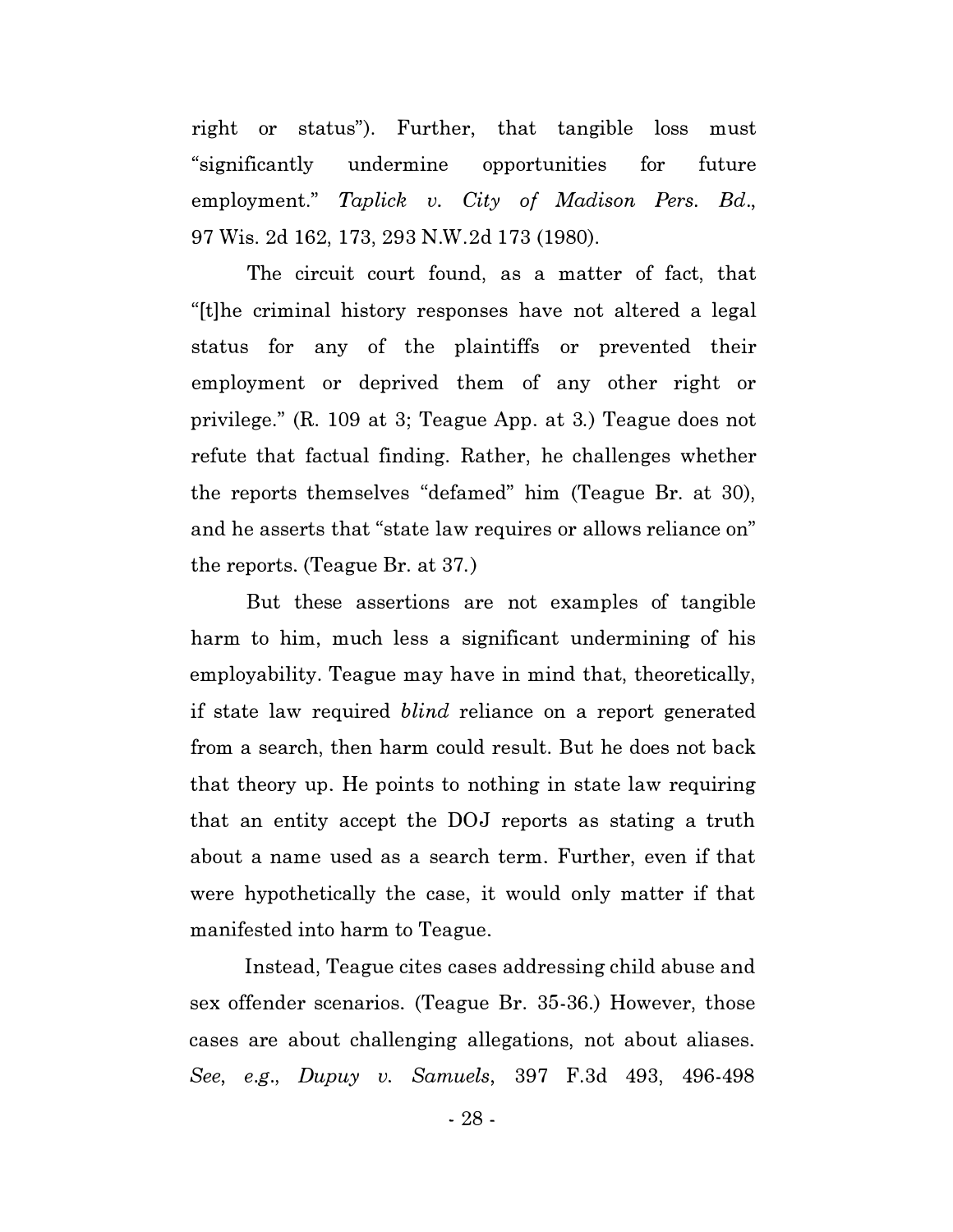right or status"). Further, that tangible loss must "significantly undermine opportunities for future employment." *Taplick v. City of Madison Pers. Bd.*, 97 Wis. 2d 162, 173, 293 N.W.2d 173 (1980).

The circuit court found, as a matter of fact, that "[t]he criminal history responses have not altered a legal status for any of the plaintiffs or prevented their employment or deprived them of any other right or privilege." (R. 109 at 3; Teague App. at 3.) Teague does not refute that factual finding. Rather, he challenges whether the reports themselves "defamed" him (Teague Br. at 30), and he asserts that "state law requires or allows reliance on" the reports. (Teague Br. at 37.)

But these assertions are not examples of tangible harm to him, much less a significant undermining of his employability. Teague may have in mind that, theoretically, if state law required *blind* reliance on a report generated from a search, then harm could result. But he does not back that theory up. He points to nothing in state law requiring that an entity accept the DOJ reports as stating a truth about a name used as a search term. Further, even if that were hypothetically the case, it would only matter if that manifested into harm to Teague.

Instead, Teague cites cases addressing child abuse and sex offender scenarios. (Teague Br. 35-36.) However, those cases are about challenging allegations, not about aliases. *See, e.g.*, *Dupuy v. Samuels*, 397 F.3d 493, 496-498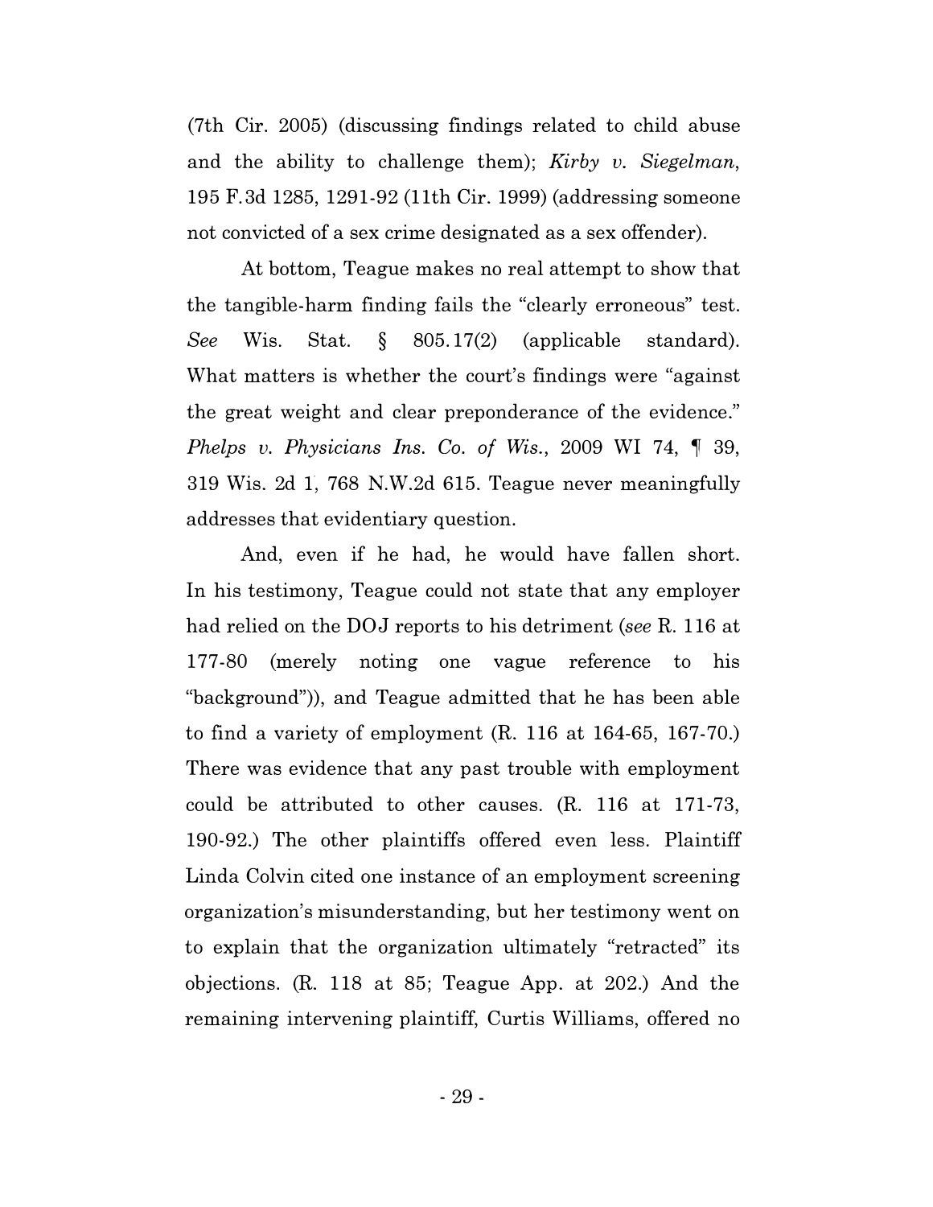(7th Cir. 2005) (discussing findings related to child abuse and the ability to challenge them); *Kirby v. Siegelman*, 195 F.3d 1285, 1291-92 (11th Cir. 1999) (addressing someone not convicted of a sex crime designated as a sex offender).

At bottom, Teague makes no real attempt to show that the tangible-harm finding fails the "clearly erroneous" test. *See* Wis. Stat. § 805.17(2) (applicable standard). What matters is whether the court's findings were "against the great weight and clear preponderance of the evidence." *Phelps v. Physicians Ins. Co. of Wis.*, 2009 WI 74, ¶ 39, 319 Wis. 2d 1, 768 N.W.2d 615. Teague never meaningfully addresses that evidentiary question.

And, even if he had, he would have fallen short. In his testimony, Teague could not state that any employer had relied on the DOJ reports to his detriment (*see* R. 116 at 177-80 (merely noting one vague reference to his "background")), and Teague admitted that he has been able to find a variety of employment (R. 116 at 164-65, 167-70.) There was evidence that any past trouble with employment could be attributed to other causes. (R. 116 at 171-73, 190-92.) The other plaintiffs offered even less. Plaintiff Linda Colvin cited one instance of an employment screening organization's misunderstanding, but her testimony went on to explain that the organization ultimately "retracted" its objections. (R. 118 at 85; Teague App. at 202.) And the remaining intervening plaintiff, Curtis Williams, offered no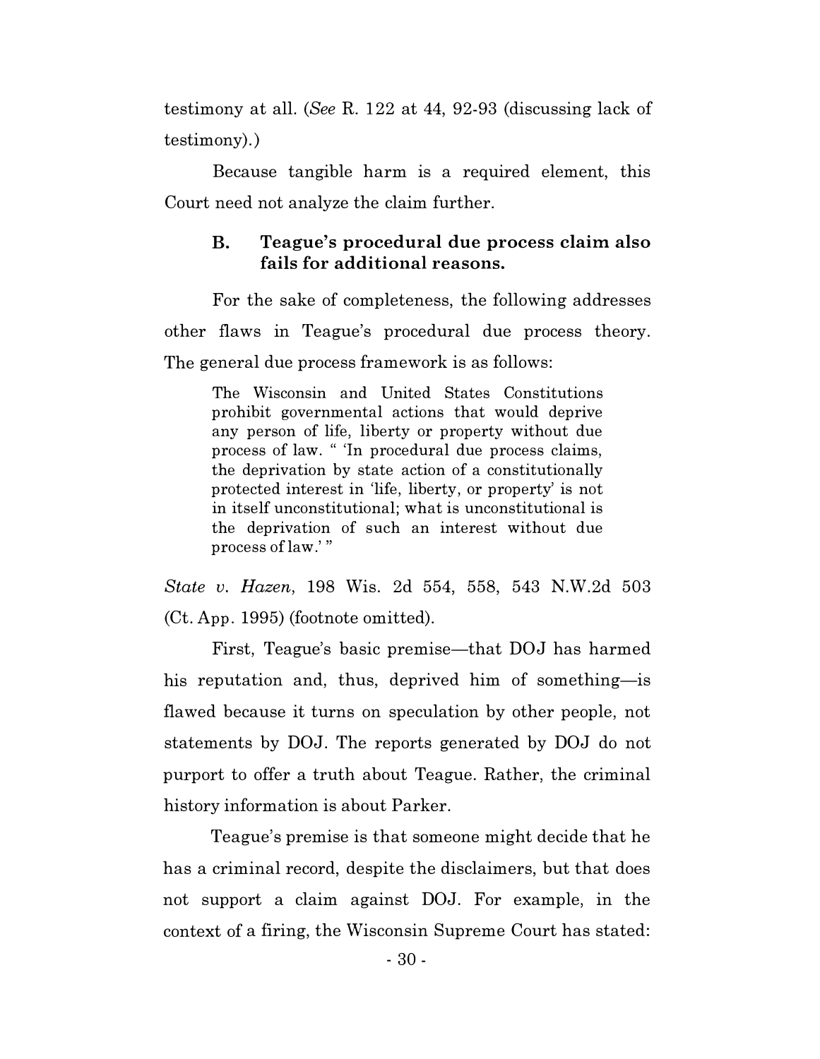testimony at all. (*See* R. 122 at 44, 92-93 (discussing lack of testimony).)

Because tangible harm is a required element, this Court need not analyze the claim further.

### B. Teague's procedural due process claim also fails for additional reasons.

For the sake of completeness, the following addresses other flaws in Teague's procedural due process theory. The general due process framework is as follows:

> The Wisconsin and United States Constitutions prohibit governmental actions that would deprive any person of life, liberty or property without due process of law. " 'In procedural due process claims, the deprivation by state action of a constitutionally protected interest in 'life, liberty, or property' is not in itself unconstitutional; what is unconstitutional is the deprivation of such an interest without due process of law.' "

*State v. Hazen*, 198 Wis. 2d 554, 558, 543 N.W.2d 503 (Ct. App. 1995) (footnote omitted).

First, Teague's basic premise—that DOJ has harmed his reputation and, thus, deprived him of something—is flawed because it turns on speculation by other people, not statements by DOJ. The reports generated by DOJ do not purport to offer a truth about Teague. Rather, the criminal history information is about Parker.

Teague's premise is that someone might decide that he has a criminal record, despite the disclaimers, but that does not support a claim against DOJ. For example, in the context of a firing, the Wisconsin Supreme Court has stated: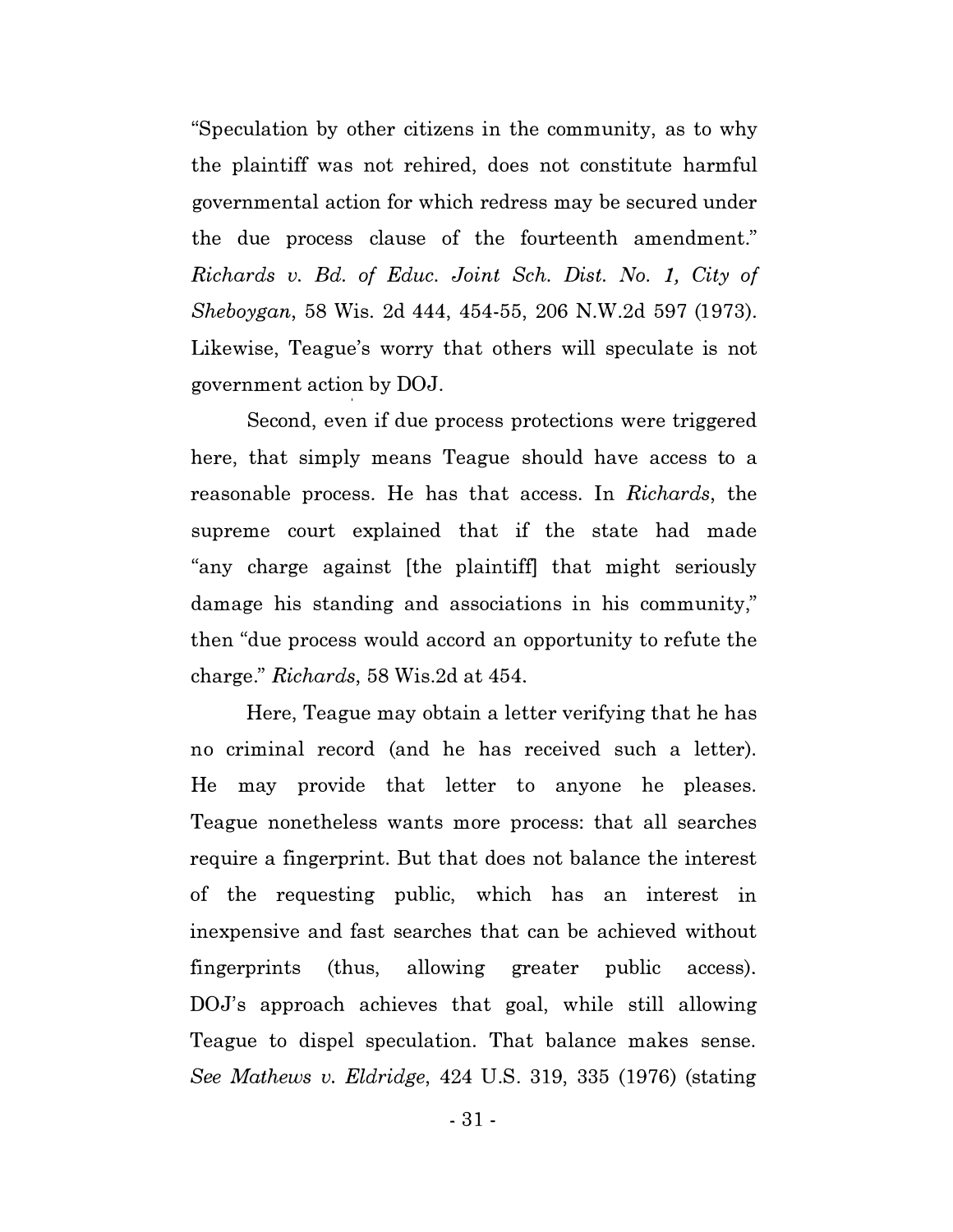"Speculation by other citizens in the community, as to why the plaintiff was not rehired, does not constitute harmful governmental action for which redress may be secured under the due process clause of the fourteenth amendment." *Richards v. Bd. of Educ. Joint Sch. Dist. No. 1, City of Sheboygan*, 58 Wis. 2d 444, 454-55, 206 N.W.2d 597 (1973). Likewise, Teague's worry that others will speculate is not government action by DOJ.

Second, even if due process protections were triggered here, that simply means Teague should have access to a reasonable process. He has that access. In *Richards*, the supreme court explained that if the state had made "any charge against [the plaintiff] that might seriously damage his standing and associations in his community," then "due process would accord an opportunity to refute the charge." *Richards*, 58 Wis.2d at 454.

Here, Teague may obtain a letter verifying that he has no criminal record (and he has received such a letter). He may provide that letter to anyone he pleases. Teague nonetheless wants more process: that all searches require a fingerprint. But that does not balance the interest of the requesting public, which has an interest in inexpensive and fast searches that can be achieved without fingerprints (thus, allowing greater public access). DOJ's approach achieves that goal, while still allowing Teague to dispel speculation. That balance makes sense. *See Mathews v. Eldridge*, 424 U.S. 319, 335 (1976) (stating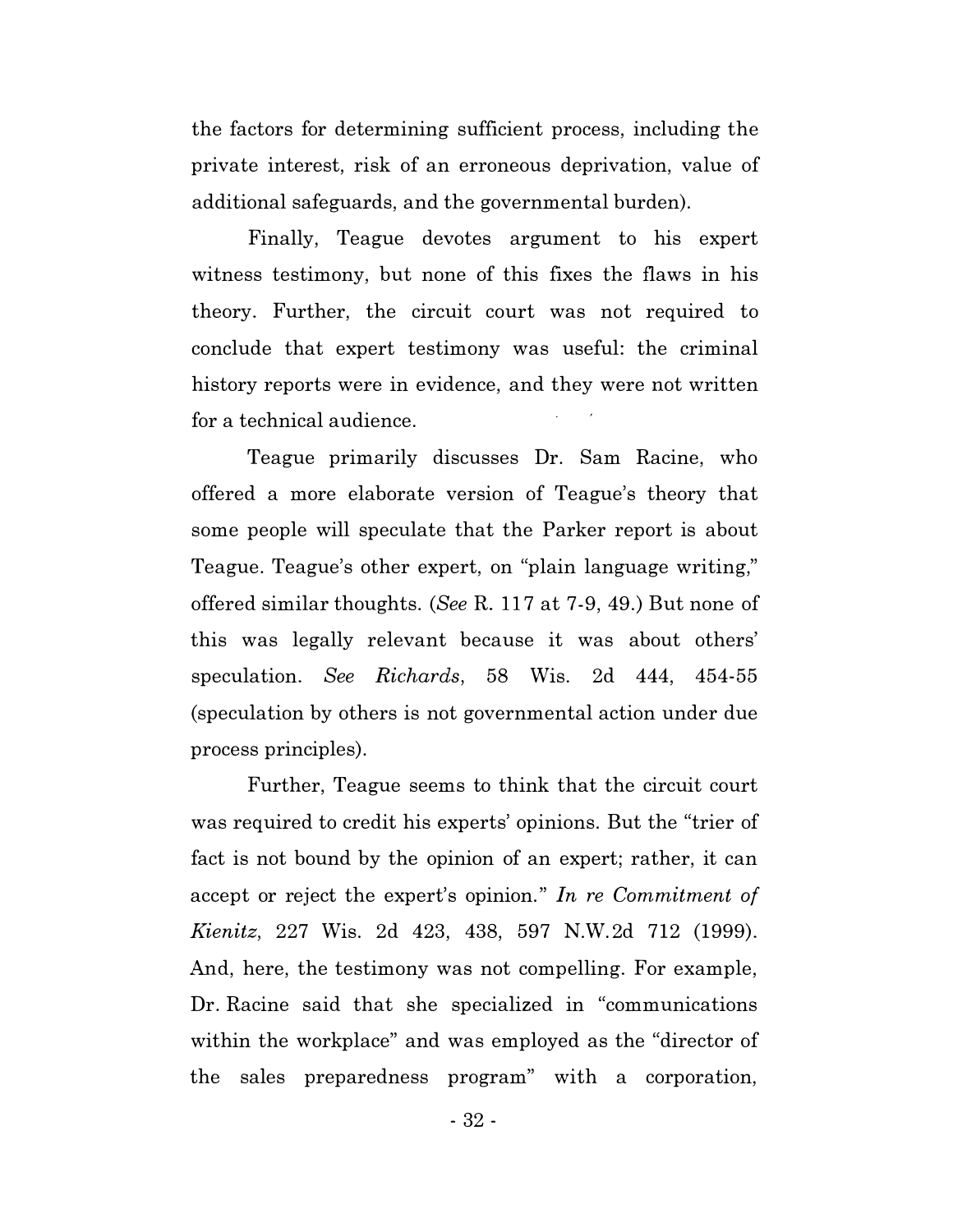the factors for determining sufficient process, including the private interest, risk of an erroneous deprivation, value of additional safeguards, and the governmental burden).

Finally, Teague devotes argument to his expert witness testimony, but none of this fixes the flaws in his theory. Further, the circuit court was not required to conclude that expert testimony was useful: the criminal history reports were in evidence, and they were not written for a technical audience.

Teague primarily discusses Dr. Sam Racine, who offered a more elaborate version of Teague's theory that some people will speculate that the Parker report is about Teague. Teague's other expert, on "plain language writing," offered similar thoughts. (*See* R. 117 at 7-9, 49.) But none of this was legally relevant because it was about others' speculation. *See Richards*, 58 Wis. 2d 444, 454-55 (speculation by others is not governmental action under due process principles).

Further, Teague seems to think that the circuit court was required to credit his experts' opinions. But the "trier of fact is not bound by the opinion of an expert; rather, it can accept or reject the expert's opinion." *In re Commitment of Kienitz*, 227 Wis. 2d 423, 438, 597 N.W.2d 712 (1999). And, here, the testimony was not compelling. For example, Dr. Racine said that she specialized in "communications within the workplace" and was employed as the "director of the sales preparedness program" with a corporation,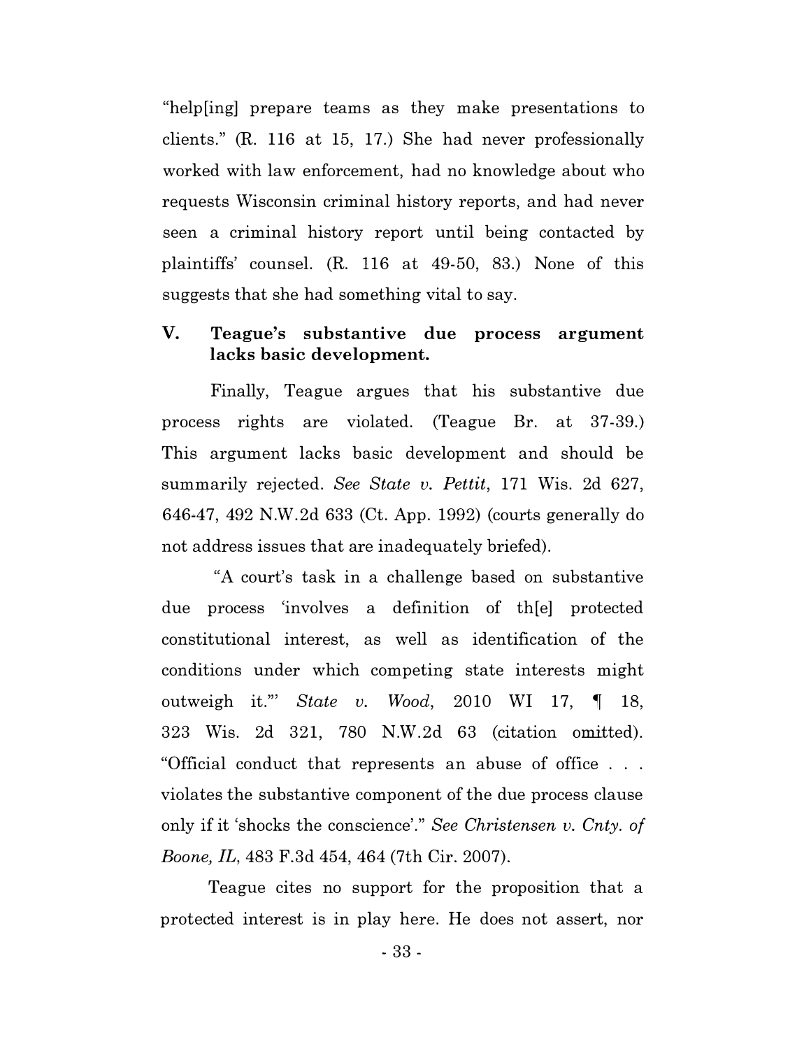"help[ing] prepare teams as they make presentations to clients." (R. 116 at 15, 17.) She had never professionally worked with law enforcement, had no knowledge about who requests Wisconsin criminal history reports, and had never seen a criminal history report until being contacted by plaintiffs' counsel. (R. 116 at 49-50, 83.) None of this suggests that she had something vital to say.

## V. Teague's substantive due process argument lacks basic development.

Finally, Teague argues that his substantive due process rights are violated. (Teague Br. at 37-39.) This argument lacks basic development and should be summarily rejected. *See State v. Pettit*, 171 Wis. 2d 627, 646-47, 492 N.W.2d 633 (Ct. App. 1992) (courts generally do not address issues that are inadequately briefed).

"A court's task in a challenge based on substantive due process 'involves a definition of th[e] protected constitutional interest, as well as identification of the conditions under which competing state interests might outweigh it.'" *State v. Wood*, 2010 WI 17, ¶ 18, 323 Wis. 2d 321, 780 N.W.2d 63 (citation omitted). "Official conduct that represents an abuse of office . . . violates the substantive component of the due process clause only if it 'shocks the conscience'." *See Christensen v. Cnty. of Boone, IL*, 483 F.3d 454, 464 (7th Cir. 2007).

Teague cites no support for the proposition that a protected interest is in play here. He does not assert, nor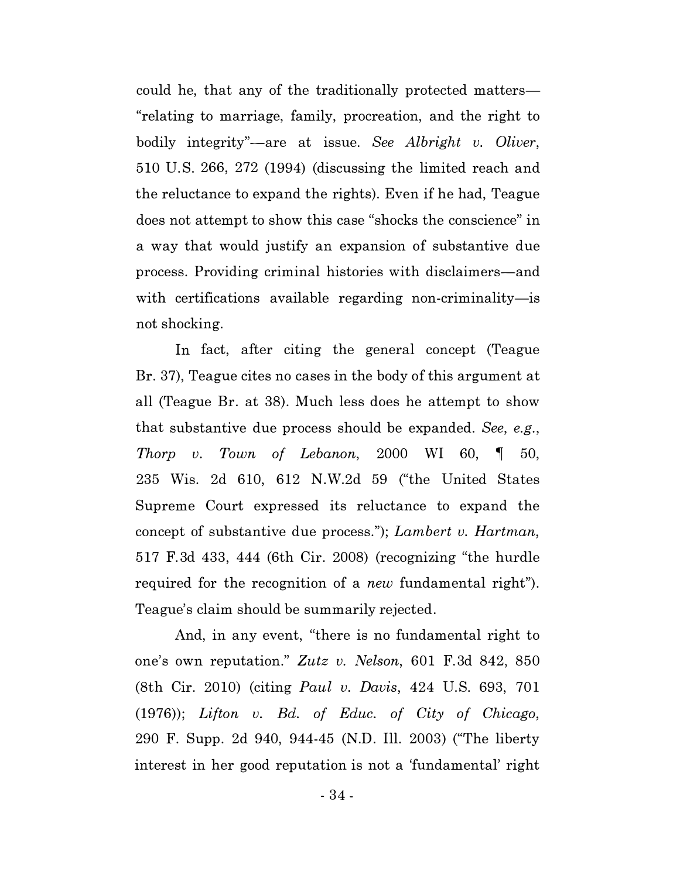could he, that any of the traditionally protected matters—"relating to marriage, family, procreation, and the right to bodily integrity"—are at issue. *See Albright v. Oliver*, 510 U.S. 266, 272 (1994) (discussing the limited reach and the reluctance to expand the rights). Even if he had, Teague does not attempt to show this case "shocks the conscience" in a way that would justify an expansion of substantive due process. Providing criminal histories with disclaimers—and with certifications available regarding non-criminality—is not shocking.

In fact, after citing the general concept (Teague Br. 37), Teague cites no cases in the body of this argument at all (Teague Br. at 38). Much less does he attempt to show that substantive due process should be expanded. *See, e.g.*, *Thorp v. Town of Lebanon*, 2000 WI 60, ¶ 50, 235 Wis. 2d 610, 612 N.W.2d 59 ("the United States Supreme Court expressed its reluctance to expand the concept of substantive due process."); *Lambert v. Hartman*, 517 F.3d 433, 444 (6th Cir. 2008) (recognizing "the hurdle required for the recognition of a *new* fundamental right"). Teague's claim should be summarily rejected.

And, in any event, "there is no fundamental right to one's own reputation." *Zutz v. Nelson*, 601 F.3d 842, 850 (8th Cir. 2010) (citing *Paul v. Davis*, 424 U.S. 693, 701 (1976)); *Lifton v. Bd. of Educ. of City of Chicago*, 290 F. Supp. 2d 940, 944-45 (N.D. Ill. 2003) ("The liberty interest in her good reputation is not a 'fundamental' right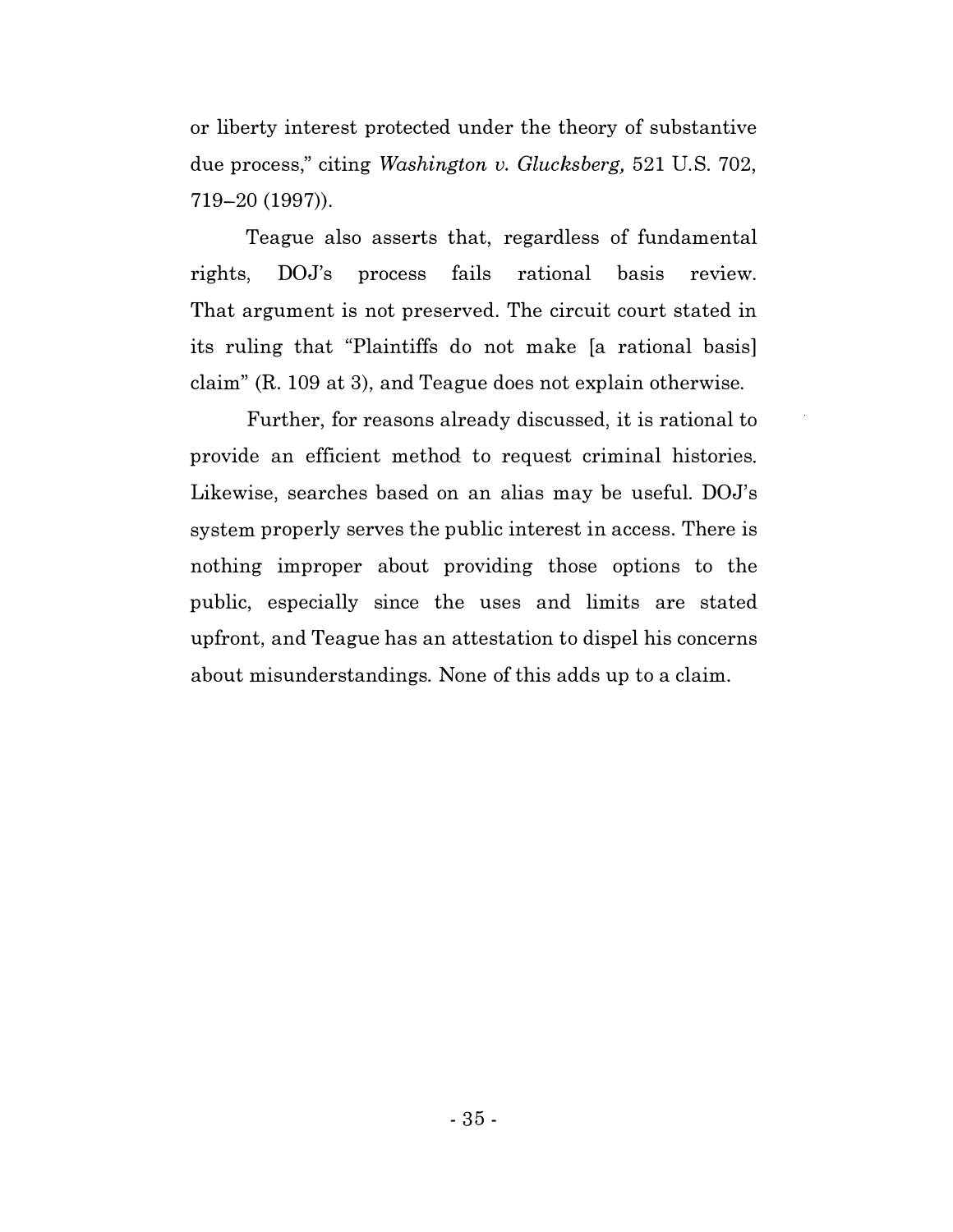or liberty interest protected under the theory of substantive due process," citing *Washington v. Glucksberg,* 521 U.S. 702, 719–20 (1997)).

Teague also asserts that, regardless of fundamental rights, DOJ's process fails rational basis review. That argument is not preserved. The circuit court stated in its ruling that "Plaintiffs do not make [a rational basis] claim" (R. 109 at 3), and Teague does not explain otherwise.

Further, for reasons already discussed, it is rational to provide an efficient method to request criminal histories. Likewise, searches based on an alias may be useful. DOJ's system properly serves the public interest in access. There is nothing improper about providing those options to the public, especially since the uses and limits are stated upfront, and Teague has an attestation to dispel his concerns about misunderstandings. None of this adds up to a claim.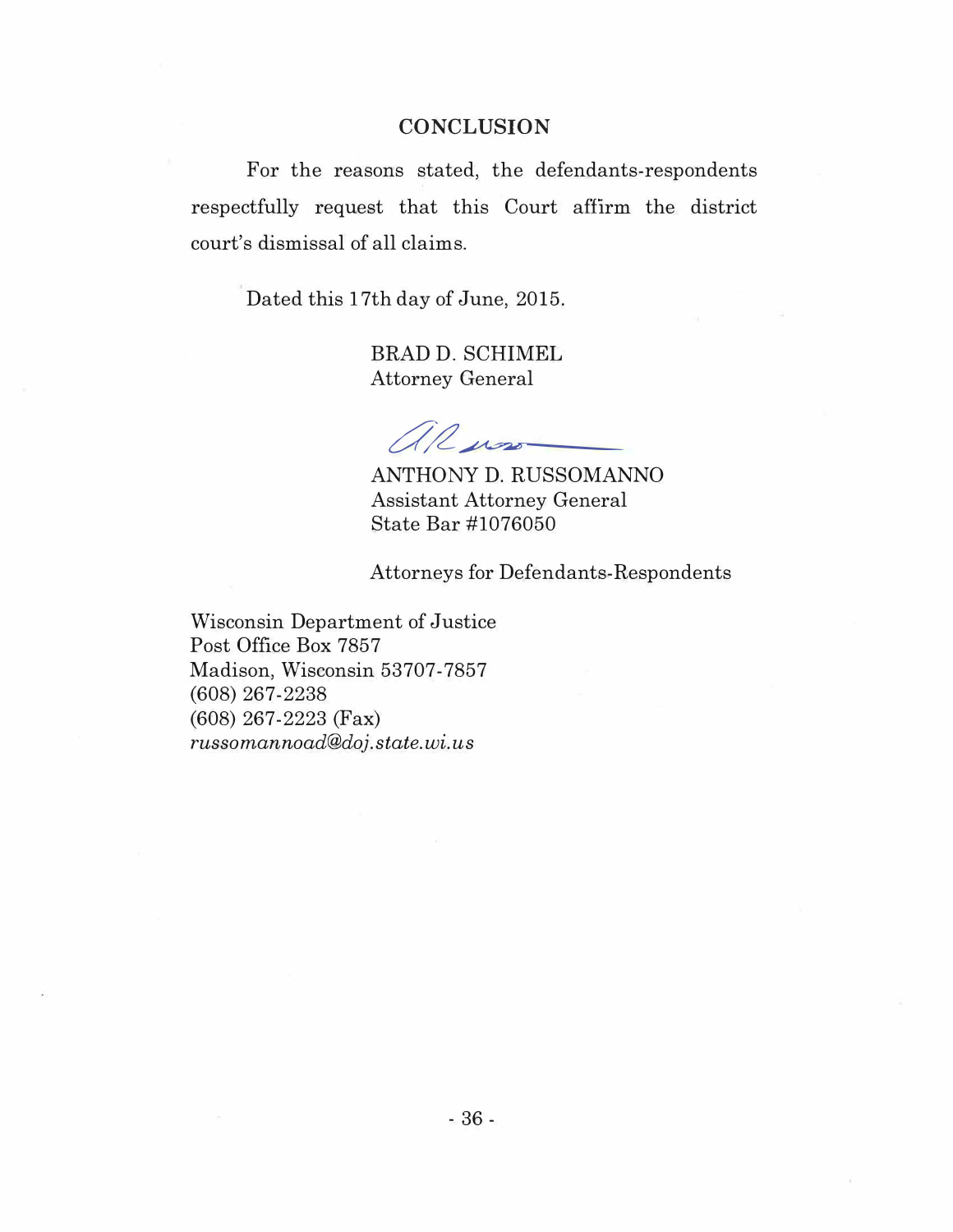## CONCLUSION

For the reasons stated, the defendants-respondents respectfully request that this Court affirm the district court's dismissal of all claims.

Dated this 17th day of June, 2015.

BRAD D. SCHIMEL
Attorney General

ANTHONY D. RUSSOMANNO
Assistant Attorney General
State Bar #1076050

Attorneys for Defendants-Respondents

Wisconsin Department of Justice
Post Office Box 7857
Madison, Wisconsin 53707-7857
(608) 267-2238
(608) 267-2223 (Fax)
*russomannoad@doj.state.wi.us*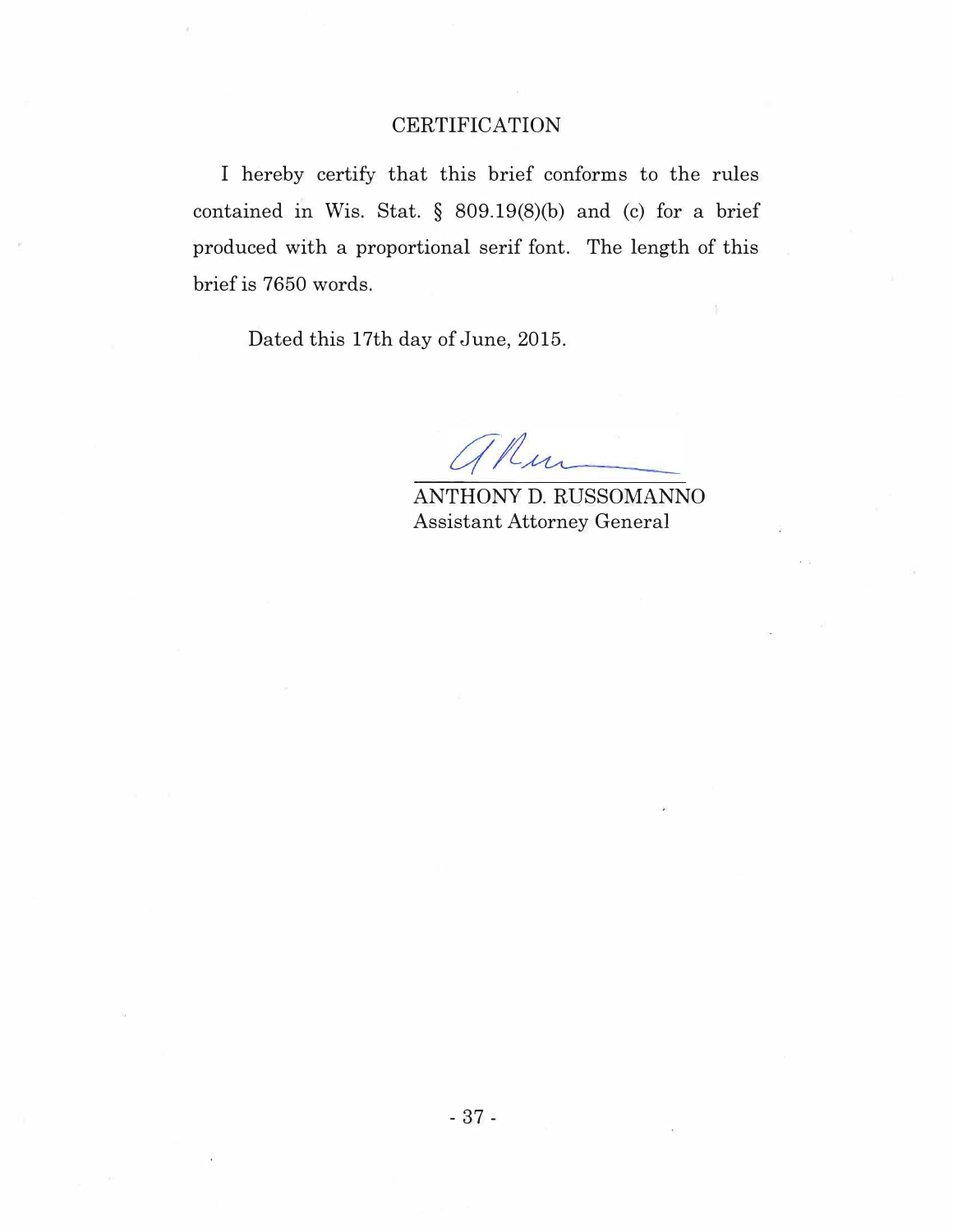## CERTIFICATION

I hereby certify that this brief conforms to the rules contained in Wis. Stat. § 809.19(8)(b) and (c) for a brief produced with a proportional serif font. The length of this brief is 7650 words.

Dated this 17th day of June, 2015.

ANTHONY D. RUSSOMANNO
Assistant Attorney General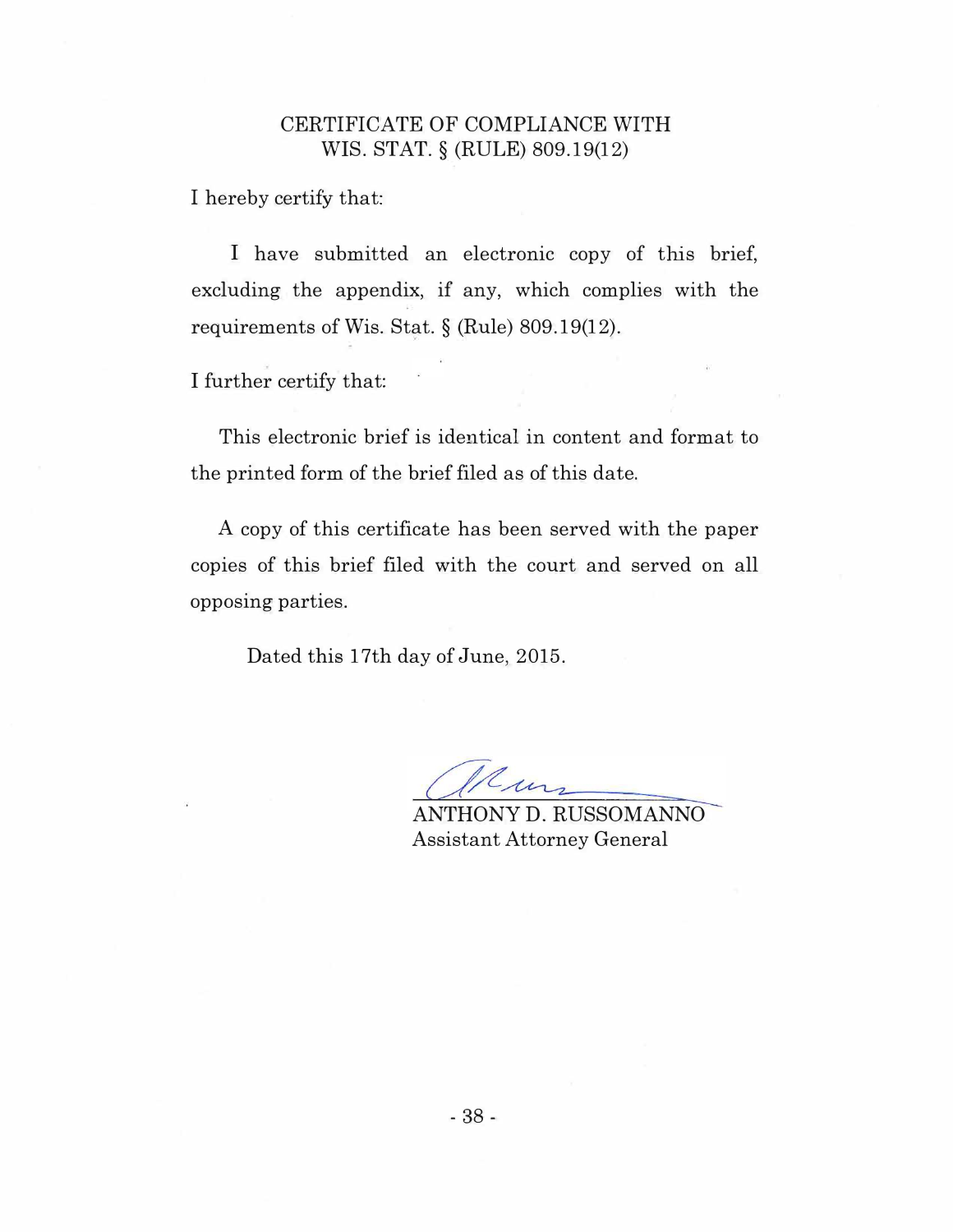## CERTIFICATE OF COMPLIANCE WITH WIS. STAT. § (RULE) 809.19(12)

I hereby certify that:

I have submitted an electronic copy of this brief, excluding the appendix, if any, which complies with the requirements of Wis. Stat. § (Rule) 809.19(12).

I further certify that:

This electronic brief is identical in content and format to the printed form of the brief filed as of this date.

A copy of this certificate has been served with the paper copies of this brief filed with the court and served on all opposing parties.

Dated this 17th day of June, 2015.

ANTHONY D. RUSSOMANNO
Assistant Attorney General